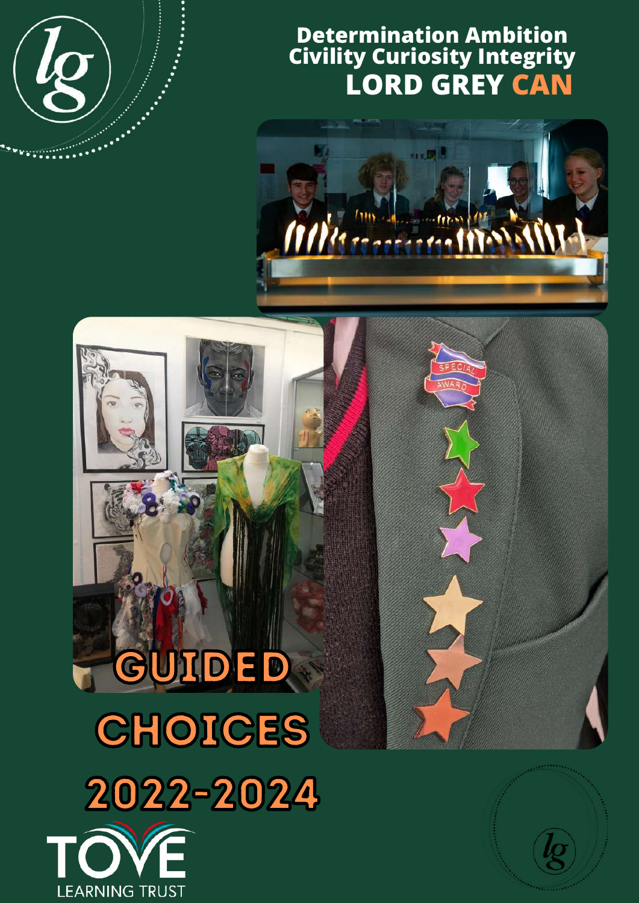Determination Ambition
Civility Curiosity Integrity
**LORD GREY CAN**

# GUIDED CHOICES 2022-2024

TOVE LEARNING TRUST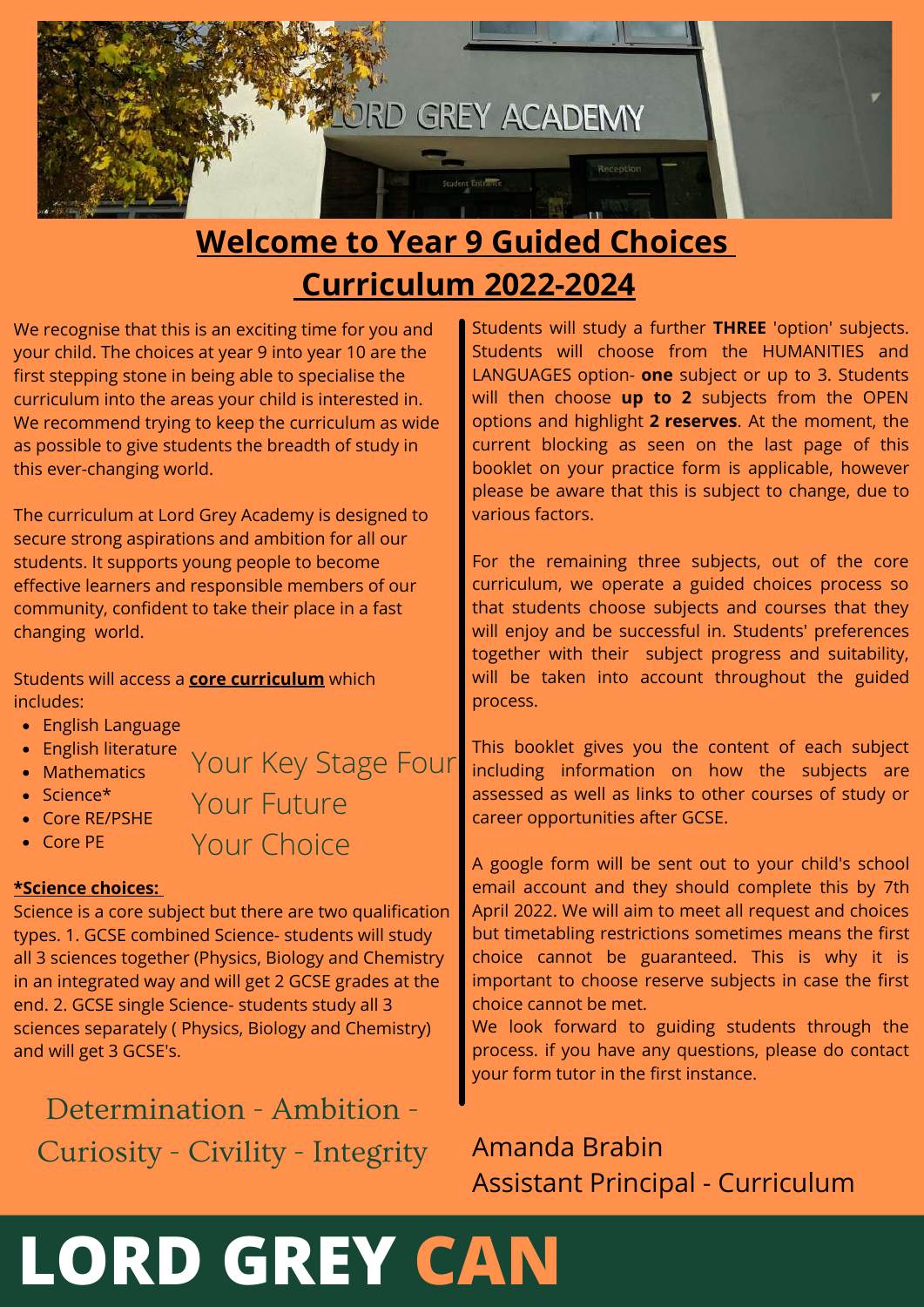# Welcome to Year 9 Guided Choices Curriculum 2022-2024

We recognise that this is an exciting time for you and your child. The choices at year 9 into year 10 are the first stepping stone in being able to specialise the curriculum into the areas your child is interested in. We recommend trying to keep the curriculum as wide as possible to give students the breadth of study in this ever-changing world.

The curriculum at Lord Grey Academy is designed to secure strong aspirations and ambition for all our students. It supports young people to become effective learners and responsible members of our community, confident to take their place in a fast changing world.

Students will access a **core curriculum** which includes:

- English Language
- English literature
- Mathematics
- Science*
- Core RE/PSHE
- Core PE

Your Key Stage Four
Your Future
Your Choice

**\*Science choices:**

Science is a core subject but there are two qualification types. 1. GCSE combined Science- students will study all 3 sciences together (Physics, Biology and Chemistry in an integrated way and will get 2 GCSE grades at the end. 2. GCSE single Science- students study all 3 sciences separately ( Physics, Biology and Chemistry) and will get 3 GCSE's.

Determination - Ambition - Curiosity - Civility - Integrity

Students will study a further **THREE** 'option' subjects. Students will choose from the HUMANITIES and LANGUAGES option- **one** subject or up to 3. Students will then choose **up to 2** subjects from the OPEN options and highlight **2 reserves**. At the moment, the current blocking as seen on the last page of this booklet on your practice form is applicable, however please be aware that this is subject to change, due to various factors.

For the remaining three subjects, out of the core curriculum, we operate a guided choices process so that students choose subjects and courses that they will enjoy and be successful in. Students' preferences together with their subject progress and suitability, will be taken into account throughout the guided process.

This booklet gives you the content of each subject including information on how the subjects are assessed as well as links to other courses of study or career opportunities after GCSE.

A google form will be sent out to your child's school email account and they should complete this by 7th April 2022. We will aim to meet all request and choices but timetabling restrictions sometimes means the first choice cannot be guaranteed. This is why it is important to choose reserve subjects in case the first choice cannot be met.
We look forward to guiding students through the process. if you have any questions, please do contact your form tutor in the first instance.

Amanda Brabin
Assistant Principal - Curriculum

**LORD GREY CAN**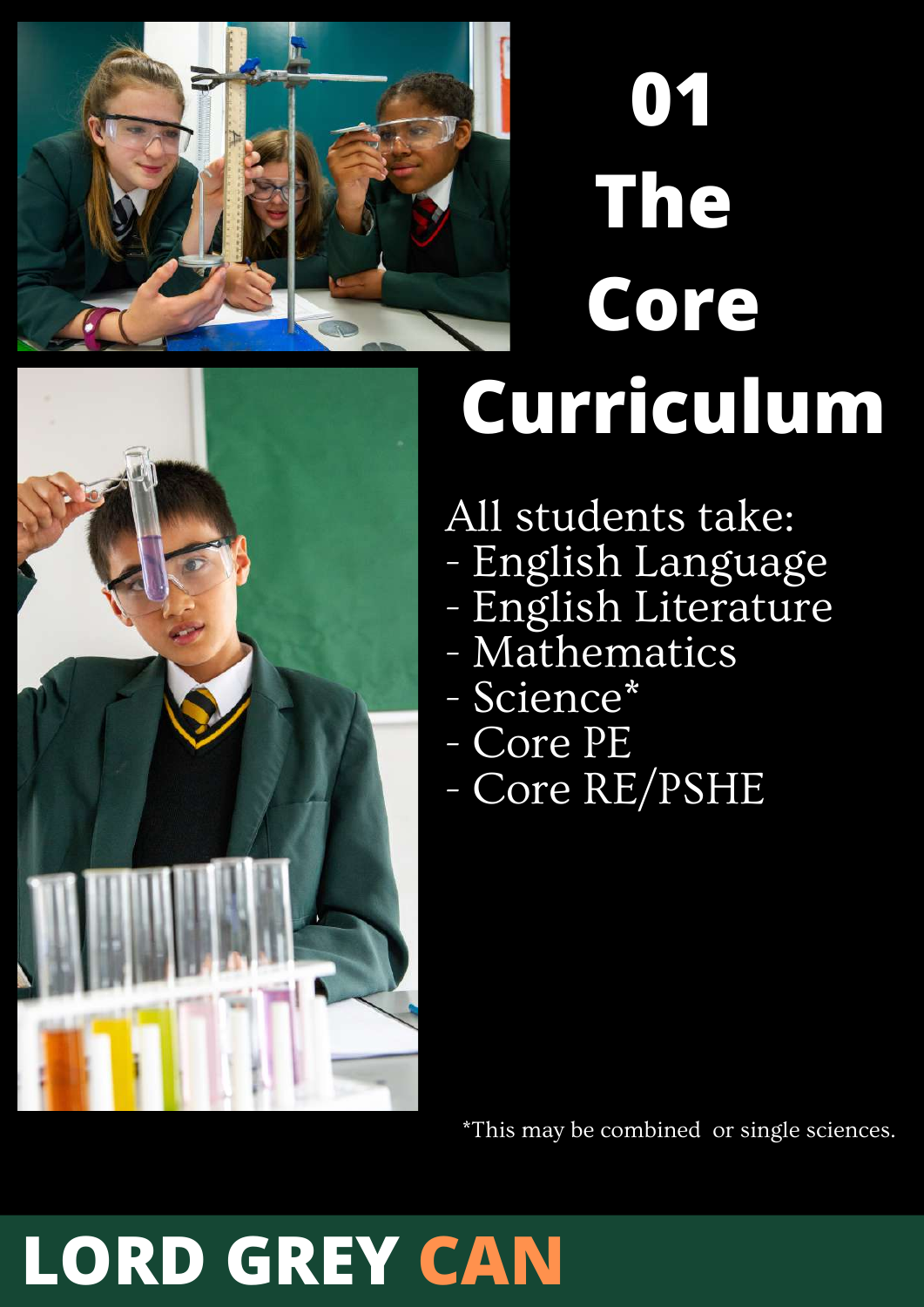# 01 The Core Curriculum

All students take:

- English Language
- English Literature
- Mathematics
- Science*
- Core PE
- Core RE/PSHE

*This may be combined or single sciences.

**LORD GREY CAN**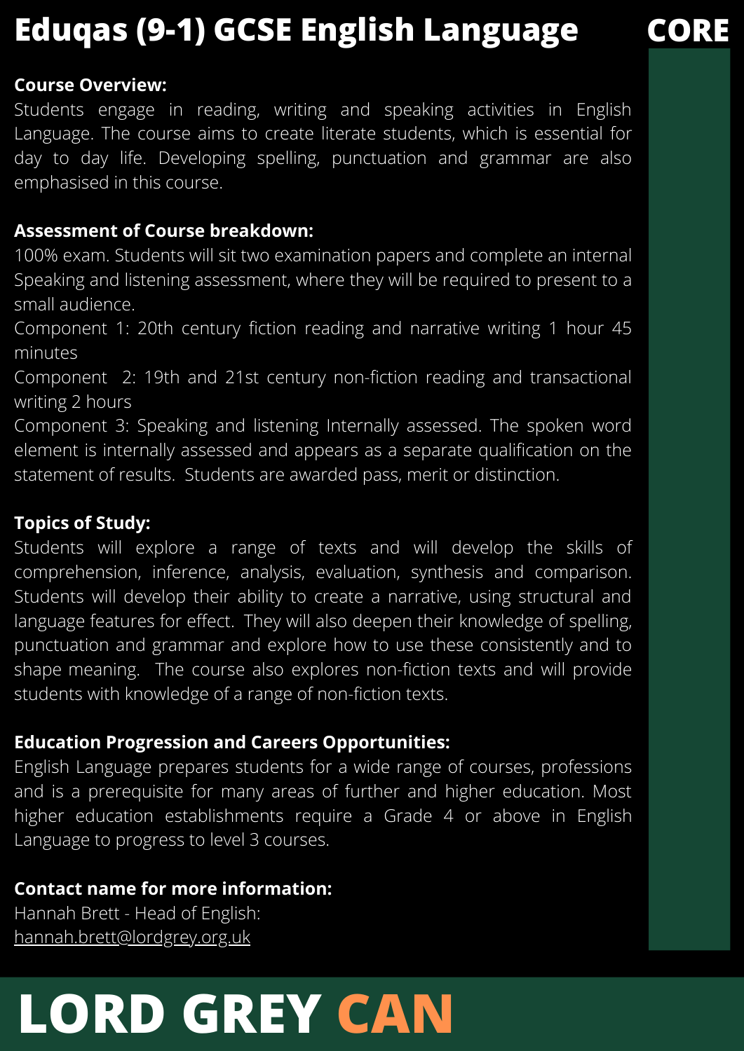# Eduqas (9-1) GCSE English Language

CORE

**Course Overview:**

Students engage in reading, writing and speaking activities in English Language. The course aims to create literate students, which is essential for day to day life. Developing spelling, punctuation and grammar are also emphasised in this course.

**Assessment of Course breakdown:**

100% exam. Students will sit two examination papers and complete an internal Speaking and listening assessment, where they will be required to present to a small audience.

Component 1: 20th century fiction reading and narrative writing 1 hour 45 minutes

Component 2: 19th and 21st century non-fiction reading and transactional writing 2 hours

Component 3: Speaking and listening Internally assessed. The spoken word element is internally assessed and appears as a separate qualification on the statement of results. Students are awarded pass, merit or distinction.

**Topics of Study:**

Students will explore a range of texts and will develop the skills of comprehension, inference, analysis, evaluation, synthesis and comparison. Students will develop their ability to create a narrative, using structural and language features for effect. They will also deepen their knowledge of spelling, punctuation and grammar and explore how to use these consistently and to shape meaning. The course also explores non-fiction texts and will provide students with knowledge of a range of non-fiction texts.

**Education Progression and Careers Opportunities:**

English Language prepares students for a wide range of courses, professions and is a prerequisite for many areas of further and higher education. Most higher education establishments require a Grade 4 or above in English Language to progress to level 3 courses.

**Contact name for more information:**

Hannah Brett - Head of English:
hannah.brett@lordgrey.org.uk

**LORD GREY CAN**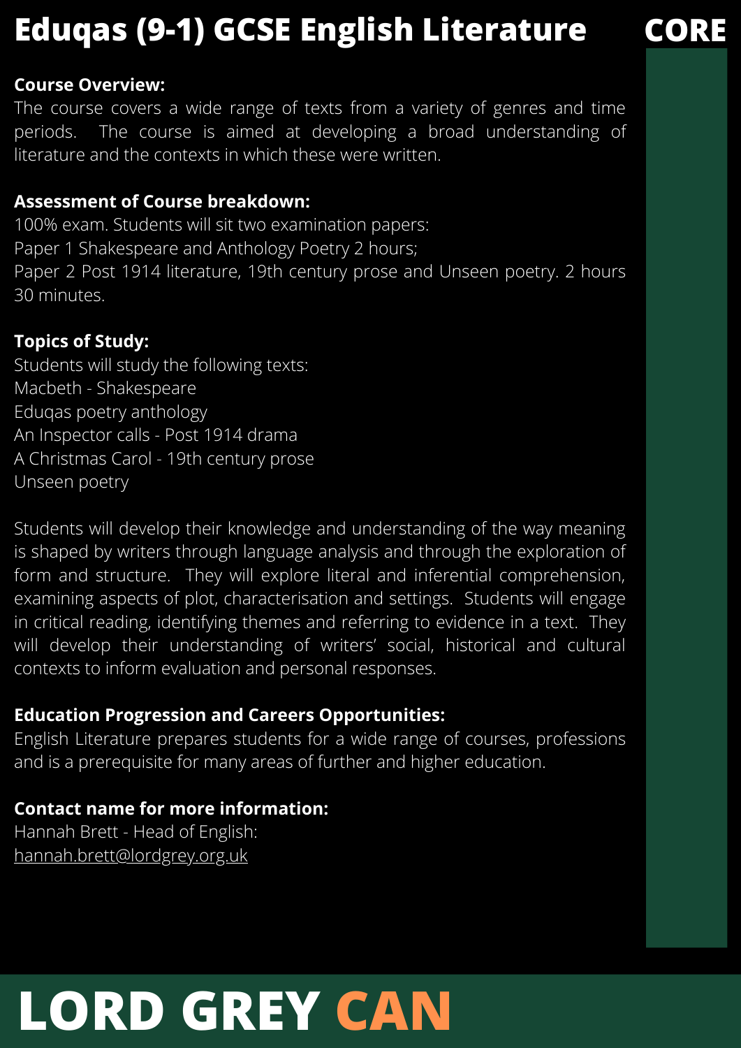# Eduqas (9-1) GCSE English Literature

**CORE**

**Course Overview:**
The course covers a wide range of texts from a variety of genres and time periods. The course is aimed at developing a broad understanding of literature and the contexts in which these were written.

**Assessment of Course breakdown:**
100% exam. Students will sit two examination papers:
Paper 1 Shakespeare and Anthology Poetry 2 hours;
Paper 2 Post 1914 literature, 19th century prose and Unseen poetry. 2 hours 30 minutes.

**Topics of Study:**
Students will study the following texts:
Macbeth - Shakespeare
Eduqas poetry anthology
An Inspector calls - Post 1914 drama
A Christmas Carol - 19th century prose
Unseen poetry

Students will develop their knowledge and understanding of the way meaning is shaped by writers through language analysis and through the exploration of form and structure. They will explore literal and inferential comprehension, examining aspects of plot, characterisation and settings. Students will engage in critical reading, identifying themes and referring to evidence in a text. They will develop their understanding of writers' social, historical and cultural contexts to inform evaluation and personal responses.

**Education Progression and Careers Opportunities:**
English Literature prepares students for a wide range of courses, professions and is a prerequisite for many areas of further and higher education.

**Contact name for more information:**
Hannah Brett - Head of English:
hannah.brett@lordgrey.org.uk

**LORD GREY CAN**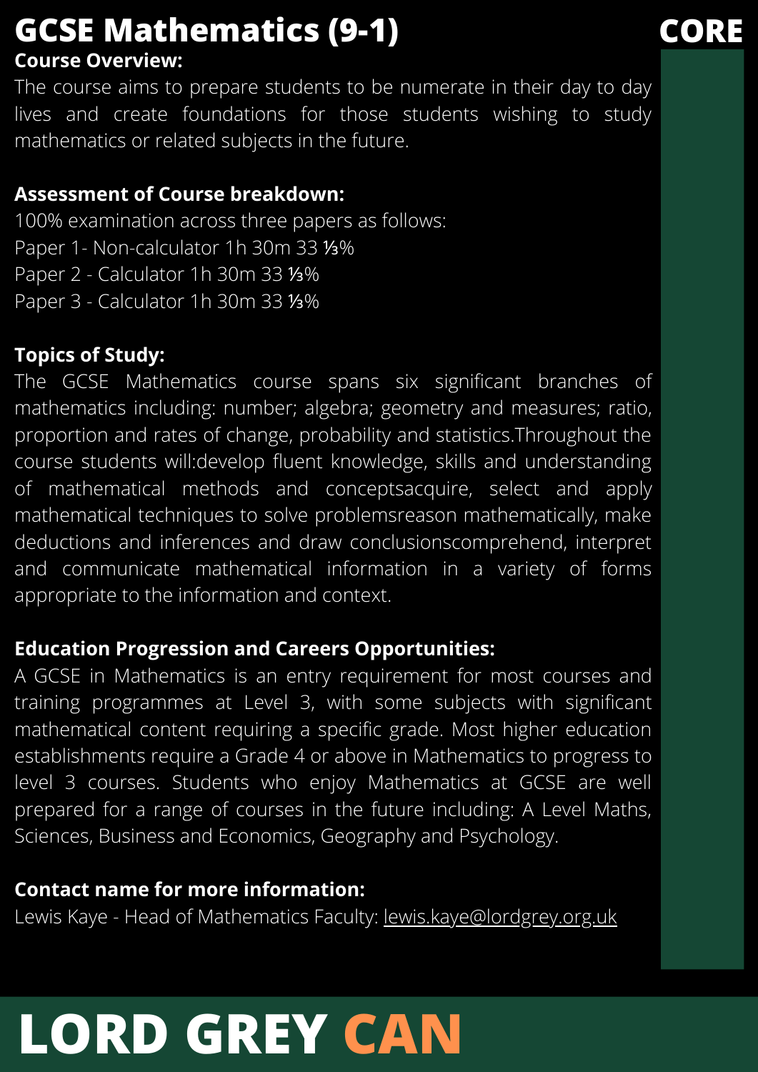# GCSE Mathematics (9-1)

**CORE**

**Course Overview:**

The course aims to prepare students to be numerate in their day to day lives and create foundations for those students wishing to study mathematics or related subjects in the future.

**Assessment of Course breakdown:**

100% examination across three papers as follows:
Paper 1- Non-calculator 1h 30m 33 ⅓%
Paper 2 - Calculator 1h 30m 33 ⅓%
Paper 3 - Calculator 1h 30m 33 ⅓%

**Topics of Study:**

The GCSE Mathematics course spans six significant branches of mathematics including: number; algebra; geometry and measures; ratio, proportion and rates of change, probability and statistics.Throughout the course students will:develop fluent knowledge, skills and understanding of mathematical methods and conceptsacquire, select and apply mathematical techniques to solve problemsreason mathematically, make deductions and inferences and draw conclusionscomprehend, interpret and communicate mathematical information in a variety of forms appropriate to the information and context.

**Education Progression and Careers Opportunities:**

A GCSE in Mathematics is an entry requirement for most courses and training programmes at Level 3, with some subjects with significant mathematical content requiring a specific grade. Most higher education establishments require a Grade 4 or above in Mathematics to progress to level 3 courses. Students who enjoy Mathematics at GCSE are well prepared for a range of courses in the future including: A Level Maths, Sciences, Business and Economics, Geography and Psychology.

**Contact name for more information:**

Lewis Kaye - Head of Mathematics Faculty: lewis.kaye@lordgrey.org.uk

**LORD GREY CAN**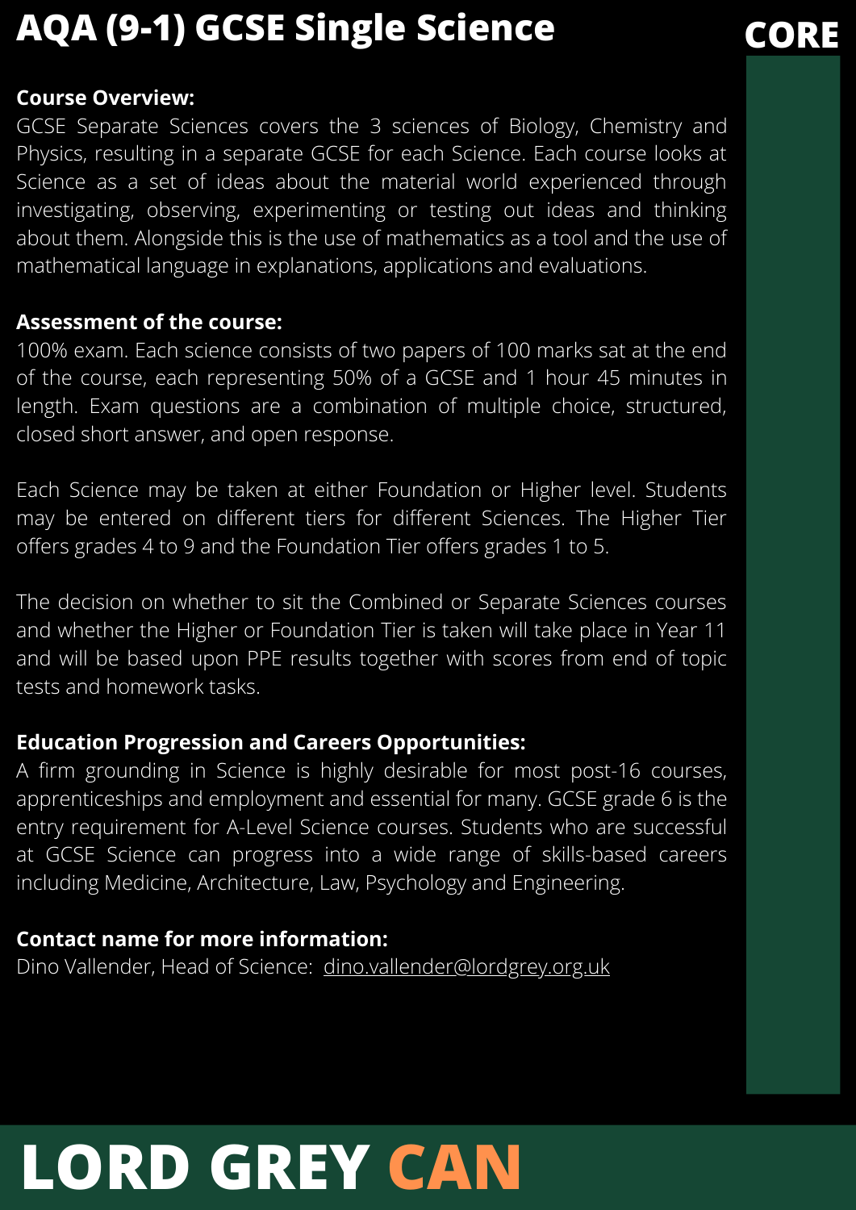# AQA (9-1) GCSE Single Science

**CORE**

**Course Overview:**

GCSE Separate Sciences covers the 3 sciences of Biology, Chemistry and Physics, resulting in a separate GCSE for each Science. Each course looks at Science as a set of ideas about the material world experienced through investigating, observing, experimenting or testing out ideas and thinking about them. Alongside this is the use of mathematics as a tool and the use of mathematical language in explanations, applications and evaluations.

**Assessment of the course:**

100% exam. Each science consists of two papers of 100 marks sat at the end of the course, each representing 50% of a GCSE and 1 hour 45 minutes in length. Exam questions are a combination of multiple choice, structured, closed short answer, and open response.

Each Science may be taken at either Foundation or Higher level. Students may be entered on different tiers for different Sciences. The Higher Tier offers grades 4 to 9 and the Foundation Tier offers grades 1 to 5.

The decision on whether to sit the Combined or Separate Sciences courses and whether the Higher or Foundation Tier is taken will take place in Year 11 and will be based upon PPE results together with scores from end of topic tests and homework tasks.

**Education Progression and Careers Opportunities:**

A firm grounding in Science is highly desirable for most post-16 courses, apprenticeships and employment and essential for many. GCSE grade 6 is the entry requirement for A-Level Science courses. Students who are successful at GCSE Science can progress into a wide range of skills-based careers including Medicine, Architecture, Law, Psychology and Engineering.

**Contact name for more information:**

Dino Vallender, Head of Science: dino.vallender@lordgrey.org.uk

**LORD GREY CAN**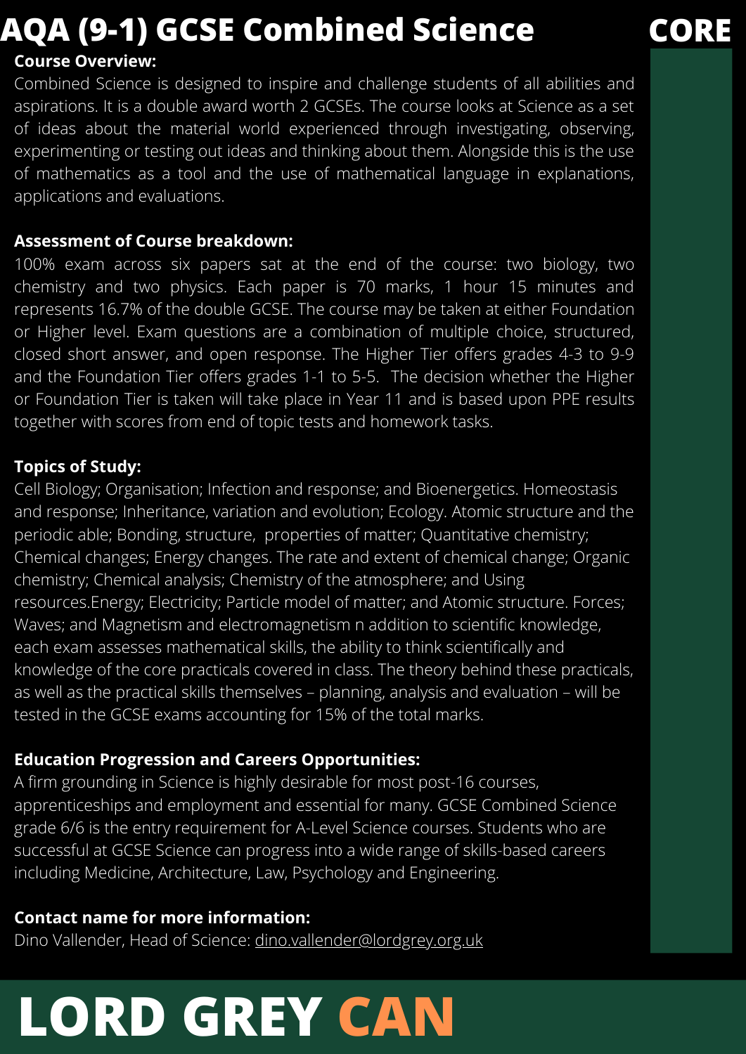# AQA (9-1) GCSE Combined Science

**CORE**

**Course Overview:**

Combined Science is designed to inspire and challenge students of all abilities and aspirations. It is a double award worth 2 GCSEs. The course looks at Science as a set of ideas about the material world experienced through investigating, observing, experimenting or testing out ideas and thinking about them. Alongside this is the use of mathematics as a tool and the use of mathematical language in explanations, applications and evaluations.

**Assessment of Course breakdown:**

100% exam across six papers sat at the end of the course: two biology, two chemistry and two physics. Each paper is 70 marks, 1 hour 15 minutes and represents 16.7% of the double GCSE. The course may be taken at either Foundation or Higher level. Exam questions are a combination of multiple choice, structured, closed short answer, and open response. The Higher Tier offers grades 4-3 to 9-9 and the Foundation Tier offers grades 1-1 to 5-5. The decision whether the Higher or Foundation Tier is taken will take place in Year 11 and is based upon PPE results together with scores from end of topic tests and homework tasks.

**Topics of Study:**

Cell Biology; Organisation; Infection and response; and Bioenergetics. Homeostasis and response; Inheritance, variation and evolution; Ecology. Atomic structure and the periodic able; Bonding, structure, properties of matter; Quantitative chemistry; Chemical changes; Energy changes. The rate and extent of chemical change; Organic chemistry; Chemical analysis; Chemistry of the atmosphere; and Using resources.Energy; Electricity; Particle model of matter; and Atomic structure. Forces; Waves; and Magnetism and electromagnetism n addition to scientific knowledge, each exam assesses mathematical skills, the ability to think scientifically and knowledge of the core practicals covered in class. The theory behind these practicals, as well as the practical skills themselves – planning, analysis and evaluation – will be tested in the GCSE exams accounting for 15% of the total marks.

**Education Progression and Careers Opportunities:**

A firm grounding in Science is highly desirable for most post-16 courses, apprenticeships and employment and essential for many. GCSE Combined Science grade 6/6 is the entry requirement for A-Level Science courses. Students who are successful at GCSE Science can progress into a wide range of skills-based careers including Medicine, Architecture, Law, Psychology and Engineering.

**Contact name for more information:**

Dino Vallender, Head of Science: dino.vallender@lordgrey.org.uk

**LORD GREY CAN**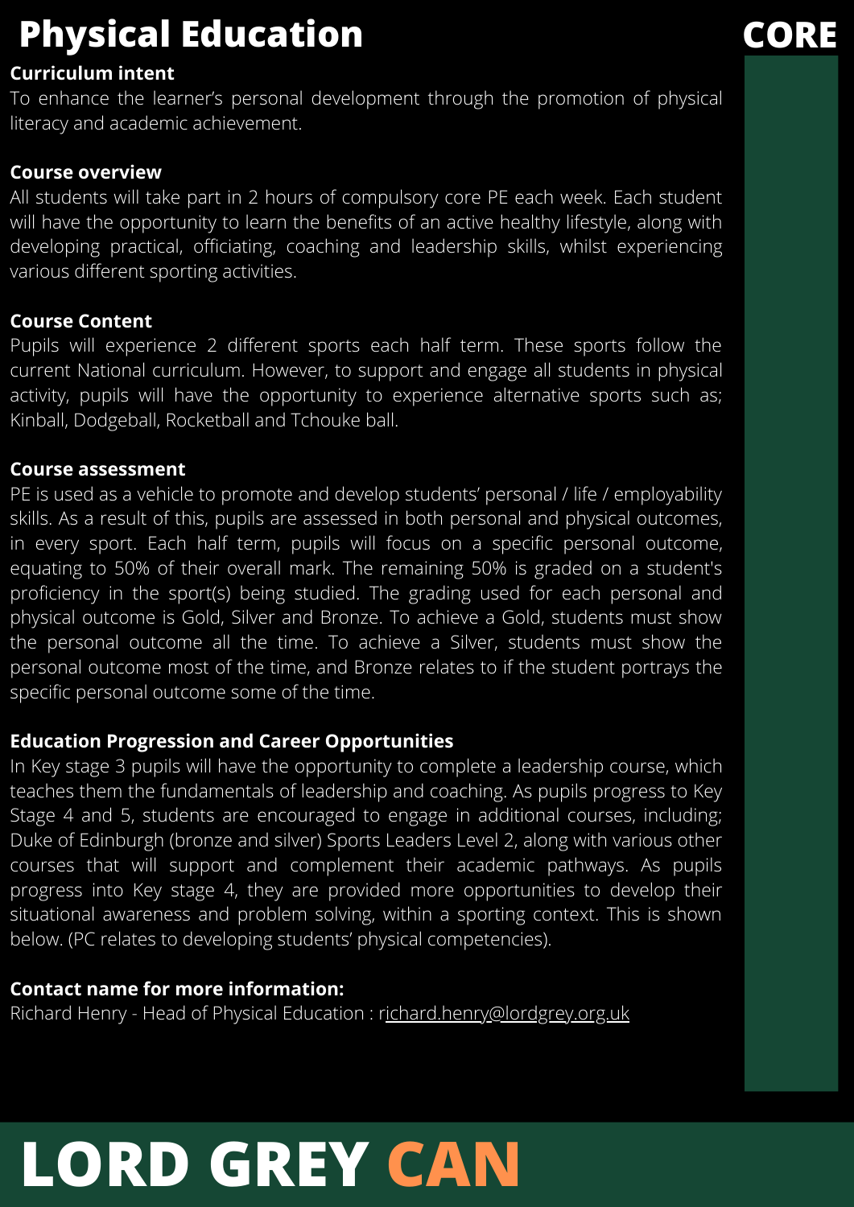# Physical Education

**CORE**

## Curriculum intent

To enhance the learner's personal development through the promotion of physical literacy and academic achievement.

## Course overview

All students will take part in 2 hours of compulsory core PE each week. Each student will have the opportunity to learn the benefits of an active healthy lifestyle, along with developing practical, officiating, coaching and leadership skills, whilst experiencing various different sporting activities.

## Course Content

Pupils will experience 2 different sports each half term. These sports follow the current National curriculum. However, to support and engage all students in physical activity, pupils will have the opportunity to experience alternative sports such as; Kinball, Dodgeball, Rocketball and Tchouke ball.

## Course assessment

PE is used as a vehicle to promote and develop students' personal / life / employability skills. As a result of this, pupils are assessed in both personal and physical outcomes, in every sport. Each half term, pupils will focus on a specific personal outcome, equating to 50% of their overall mark. The remaining 50% is graded on a student's proficiency in the sport(s) being studied. The grading used for each personal and physical outcome is Gold, Silver and Bronze. To achieve a Gold, students must show the personal outcome all the time. To achieve a Silver, students must show the personal outcome most of the time, and Bronze relates to if the student portrays the specific personal outcome some of the time.

## Education Progression and Career Opportunities

In Key stage 3 pupils will have the opportunity to complete a leadership course, which teaches them the fundamentals of leadership and coaching. As pupils progress to Key Stage 4 and 5, students are encouraged to engage in additional courses, including; Duke of Edinburgh (bronze and silver) Sports Leaders Level 2, along with various other courses that will support and complement their academic pathways. As pupils progress into Key stage 4, they are provided more opportunities to develop their situational awareness and problem solving, within a sporting context. This is shown below. (PC relates to developing students' physical competencies).

## Contact name for more information:

Richard Henry - Head of Physical Education : richard.henry@lordgrey.org.uk

**LORD GREY CAN**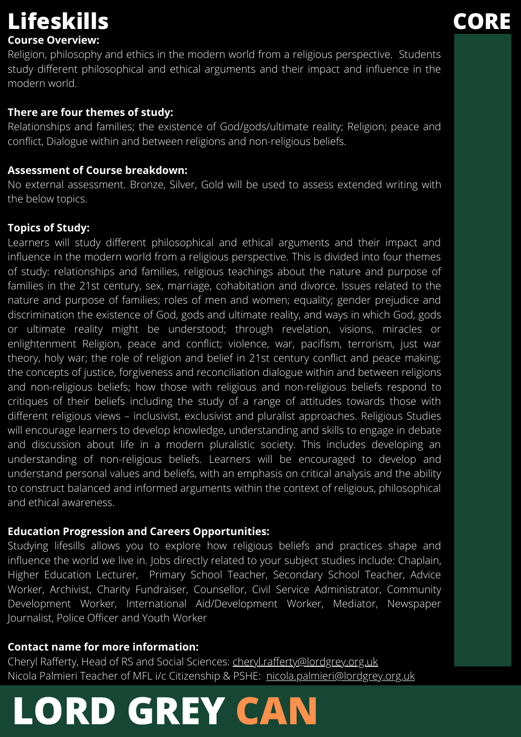# Lifeskills

**CORE**

**Course Overview:**

Religion, philosophy and ethics in the modern world from a religious perspective. Students study different philosophical and ethical arguments and their impact and influence in the modern world.

**There are four themes of study:**

Relationships and families; the existence of God/gods/ultimate reality; Religion; peace and conflict, Dialogue within and between religions and non-religious beliefs.

**Assessment of Course breakdown:**

No external assessment. Bronze, Silver, Gold will be used to assess extended writing with the below topics.

**Topics of Study:**

Learners will study different philosophical and ethical arguments and their impact and influence in the modern world from a religious perspective. This is divided into four themes of study: relationships and families, religious teachings about the nature and purpose of families in the 21st century, sex, marriage, cohabitation and divorce. Issues related to the nature and purpose of families; roles of men and women; equality; gender prejudice and discrimination the existence of God, gods and ultimate reality, and ways in which God, gods or ultimate reality might be understood; through revelation, visions, miracles or enlightenment Religion, peace and conflict; violence, war, pacifism, terrorism, just war theory, holy war; the role of religion and belief in 21st century conflict and peace making; the concepts of justice, forgiveness and reconciliation dialogue within and between religions and non-religious beliefs; how those with religious and non-religious beliefs respond to critiques of their beliefs including the study of a range of attitudes towards those with different religious views – inclusivist, exclusivist and pluralist approaches. Religious Studies will encourage learners to develop knowledge, understanding and skills to engage in debate and discussion about life in a modern pluralistic society. This includes developing an understanding of non-religious beliefs. Learners will be encouraged to develop and understand personal values and beliefs, with an emphasis on critical analysis and the ability to construct balanced and informed arguments within the context of religious, philosophical and ethical awareness.

**Education Progression and Careers Opportunities:**

Studying lifesills allows you to explore how religious beliefs and practices shape and influence the world we live in. Jobs directly related to your subject studies include: Chaplain, Higher Education Lecturer, Primary School Teacher, Secondary School Teacher, Advice Worker, Archivist, Charity Fundraiser, Counsellor, Civil Service Administrator, Community Development Worker, International Aid/Development Worker, Mediator, Newspaper Journalist, Police Officer and Youth Worker

**Contact name for more information:**

Cheryl Rafferty, Head of RS and Social Sciences: cheryl.rafferty@lordgrey.org.uk
Nicola Palmieri Teacher of MFL i/c Citizenship & PSHE: nicola.palmieri@lordgrey.org.uk

**LORD GREY CAN**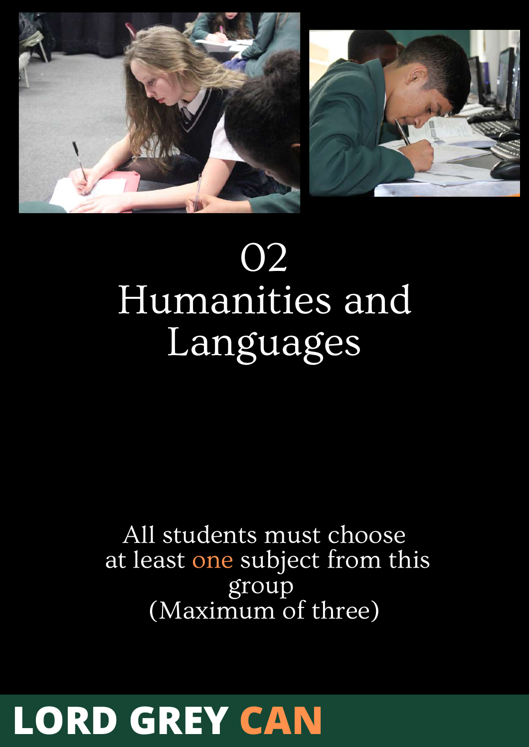# 02 Humanities and Languages

All students must choose at least one subject from this group (Maximum of three)

**LORD GREY CAN**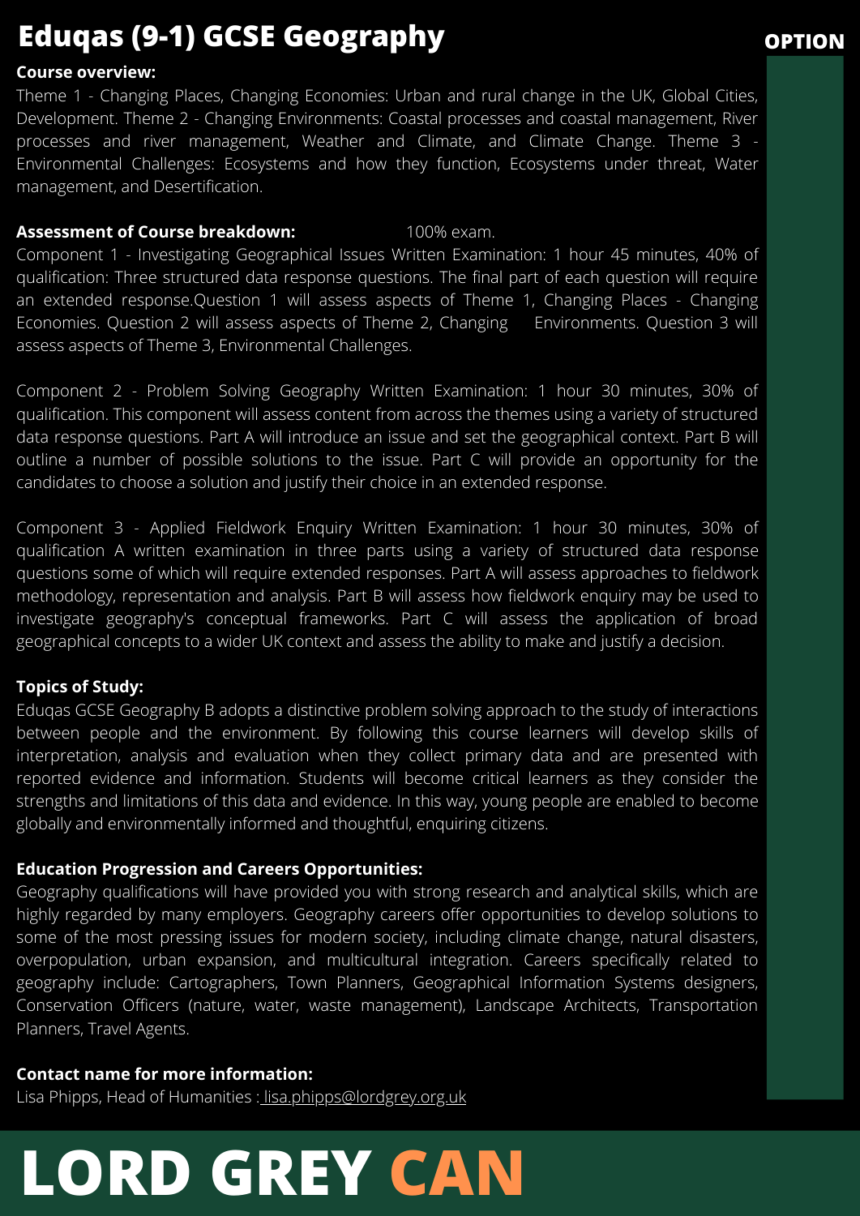# Eduqas (9-1) GCSE Geography

**OPTION**

**Course overview:**

Theme 1 - Changing Places, Changing Economies: Urban and rural change in the UK, Global Cities, Development. Theme 2 - Changing Environments: Coastal processes and coastal management, River processes and river management, Weather and Climate, and Climate Change. Theme 3 - Environmental Challenges: Ecosystems and how they function, Ecosystems under threat, Water management, and Desertification.

**Assessment of Course breakdown:** 100% exam.

Component 1 - Investigating Geographical Issues Written Examination: 1 hour 45 minutes, 40% of qualification: Three structured data response questions. The final part of each question will require an extended response.Question 1 will assess aspects of Theme 1, Changing Places - Changing Economies. Question 2 will assess aspects of Theme 2, Changing Environments. Question 3 will assess aspects of Theme 3, Environmental Challenges.

Component 2 - Problem Solving Geography Written Examination: 1 hour 30 minutes, 30% of qualification. This component will assess content from across the themes using a variety of structured data response questions. Part A will introduce an issue and set the geographical context. Part B will outline a number of possible solutions to the issue. Part C will provide an opportunity for the candidates to choose a solution and justify their choice in an extended response.

Component 3 - Applied Fieldwork Enquiry Written Examination: 1 hour 30 minutes, 30% of qualification A written examination in three parts using a variety of structured data response questions some of which will require extended responses. Part A will assess approaches to fieldwork methodology, representation and analysis. Part B will assess how fieldwork enquiry may be used to investigate geography's conceptual frameworks. Part C will assess the application of broad geographical concepts to a wider UK context and assess the ability to make and justify a decision.

**Topics of Study:**

Eduqas GCSE Geography B adopts a distinctive problem solving approach to the study of interactions between people and the environment. By following this course learners will develop skills of interpretation, analysis and evaluation when they collect primary data and are presented with reported evidence and information. Students will become critical learners as they consider the strengths and limitations of this data and evidence. In this way, young people are enabled to become globally and environmentally informed and thoughtful, enquiring citizens.

**Education Progression and Careers Opportunities:**

Geography qualifications will have provided you with strong research and analytical skills, which are highly regarded by many employers. Geography careers offer opportunities to develop solutions to some of the most pressing issues for modern society, including climate change, natural disasters, overpopulation, urban expansion, and multicultural integration. Careers specifically related to geography include: Cartographers, Town Planners, Geographical Information Systems designers, Conservation Officers (nature, water, waste management), Landscape Architects, Transportation Planners, Travel Agents.

**Contact name for more information:**

Lisa Phipps, Head of Humanities : lisa.phipps@lordgrey.org.uk

**LORD GREY CAN**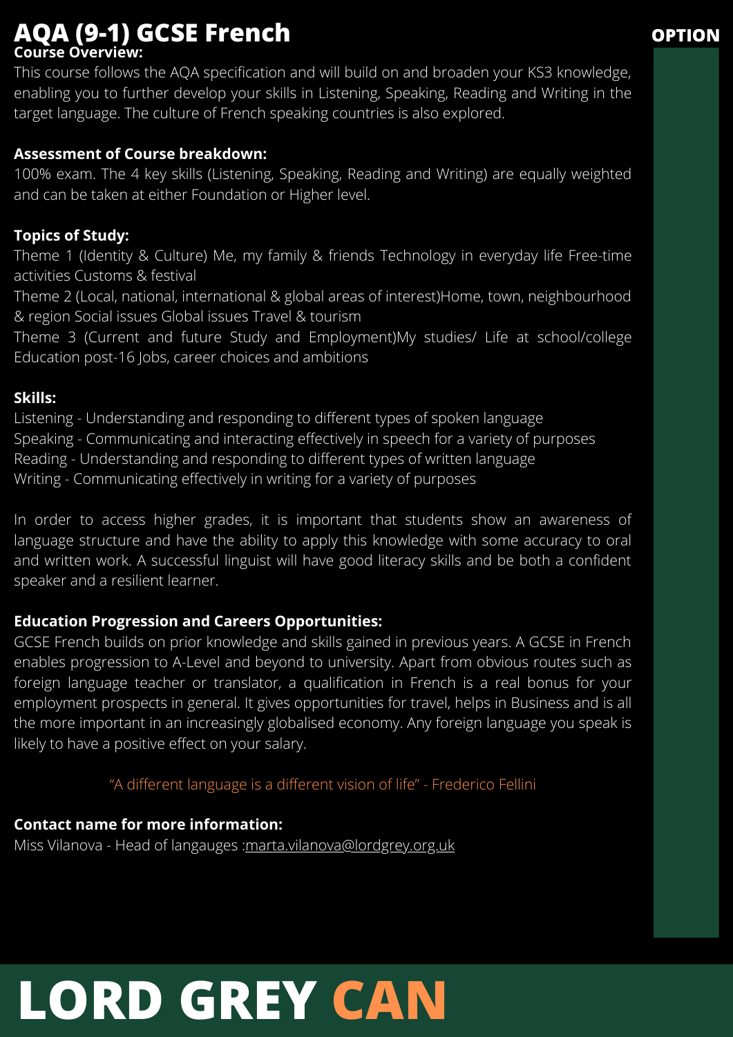# AQA (9-1) GCSE French

OPTION

**Course Overview:**

This course follows the AQA specification and will build on and broaden your KS3 knowledge, enabling you to further develop your skills in Listening, Speaking, Reading and Writing in the target language. The culture of French speaking countries is also explored.

**Assessment of Course breakdown:**

100% exam. The 4 key skills (Listening, Speaking, Reading and Writing) are equally weighted and can be taken at either Foundation or Higher level.

**Topics of Study:**

Theme 1 (Identity & Culture) Me, my family & friends Technology in everyday life Free-time activities Customs & festival

Theme 2 (Local, national, international & global areas of interest)Home, town, neighbourhood & region Social issues Global issues Travel & tourism

Theme 3 (Current and future Study and Employment)My studies/ Life at school/college Education post-16 Jobs, career choices and ambitions

**Skills:**

Listening - Understanding and responding to different types of spoken language
Speaking - Communicating and interacting effectively in speech for a variety of purposes
Reading - Understanding and responding to different types of written language
Writing - Communicating effectively in writing for a variety of purposes

In order to access higher grades, it is important that students show an awareness of language structure and have the ability to apply this knowledge with some accuracy to oral and written work. A successful linguist will have good literacy skills and be both a confident speaker and a resilient learner.

**Education Progression and Careers Opportunities:**

GCSE French builds on prior knowledge and skills gained in previous years. A GCSE in French enables progression to A-Level and beyond to university. Apart from obvious routes such as foreign language teacher or translator, a qualification in French is a real bonus for your employment prospects in general. It gives opportunities for travel, helps in Business and is all the more important in an increasingly globalised economy. Any foreign language you speak is likely to have a positive effect on your salary.

"A different language is a different vision of life" - Frederico Fellini

**Contact name for more information:**

Miss Vilanova - Head of langauges :marta.vilanova@lordgrey.org.uk

# LORD GREY CAN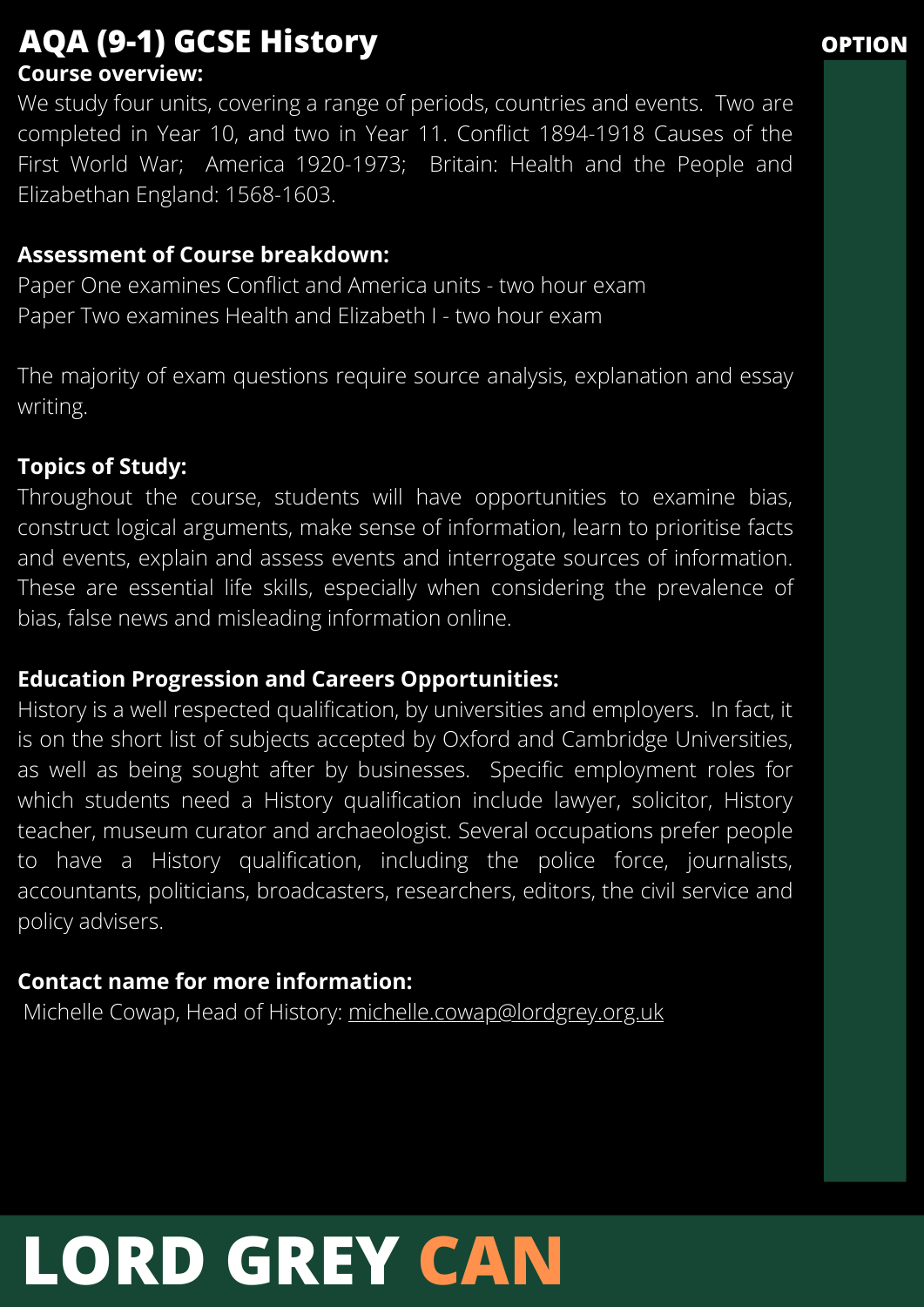# AQA (9-1) GCSE History

OPTION

**Course overview:**

We study four units, covering a range of periods, countries and events. Two are completed in Year 10, and two in Year 11. Conflict 1894-1918 Causes of the First World War; America 1920-1973; Britain: Health and the People and Elizabethan England: 1568-1603.

**Assessment of Course breakdown:**

Paper One examines Conflict and America units - two hour exam
Paper Two examines Health and Elizabeth I - two hour exam

The majority of exam questions require source analysis, explanation and essay writing.

**Topics of Study:**

Throughout the course, students will have opportunities to examine bias, construct logical arguments, make sense of information, learn to prioritise facts and events, explain and assess events and interrogate sources of information. These are essential life skills, especially when considering the prevalence of bias, false news and misleading information online.

**Education Progression and Careers Opportunities:**

History is a well respected qualification, by universities and employers. In fact, it is on the short list of subjects accepted by Oxford and Cambridge Universities, as well as being sought after by businesses. Specific employment roles for which students need a History qualification include lawyer, solicitor, History teacher, museum curator and archaeologist. Several occupations prefer people to have a History qualification, including the police force, journalists, accountants, politicians, broadcasters, researchers, editors, the civil service and policy advisers.

**Contact name for more information:**

Michelle Cowap, Head of History: michelle.cowap@lordgrey.org.uk

**LORD GREY CAN**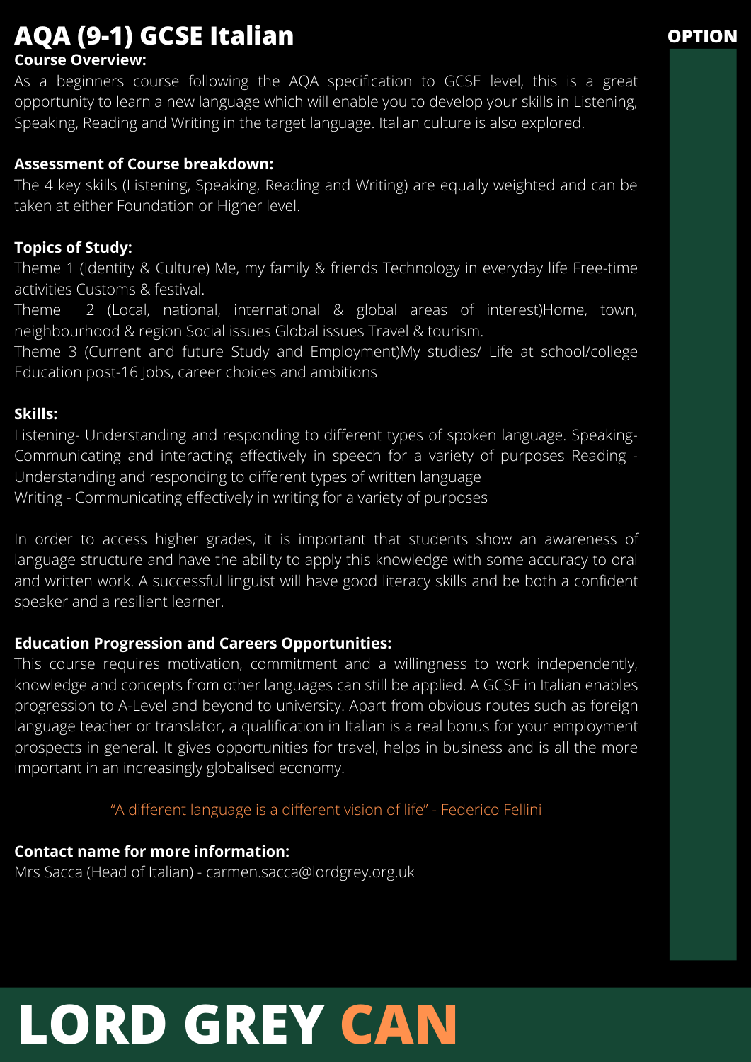# AQA (9-1) GCSE Italian

OPTION

**Course Overview:**

As a beginners course following the AQA specification to GCSE level, this is a great opportunity to learn a new language which will enable you to develop your skills in Listening, Speaking, Reading and Writing in the target language. Italian culture is also explored.

**Assessment of Course breakdown:**

The 4 key skills (Listening, Speaking, Reading and Writing) are equally weighted and can be taken at either Foundation or Higher level.

**Topics of Study:**

Theme 1 (Identity & Culture) Me, my family & friends Technology in everyday life Free-time activities Customs & festival.

Theme 2 (Local, national, international & global areas of interest)Home, town, neighbourhood & region Social issues Global issues Travel & tourism.

Theme 3 (Current and future Study and Employment)My studies/ Life at school/college Education post-16 Jobs, career choices and ambitions

**Skills:**

Listening- Understanding and responding to different types of spoken language. Speaking- Communicating and interacting effectively in speech for a variety of purposes Reading - Understanding and responding to different types of written language

Writing - Communicating effectively in writing for a variety of purposes

In order to access higher grades, it is important that students show an awareness of language structure and have the ability to apply this knowledge with some accuracy to oral and written work. A successful linguist will have good literacy skills and be both a confident speaker and a resilient learner.

**Education Progression and Careers Opportunities:**

This course requires motivation, commitment and a willingness to work independently, knowledge and concepts from other languages can still be applied. A GCSE in Italian enables progression to A-Level and beyond to university. Apart from obvious routes such as foreign language teacher or translator, a qualification in Italian is a real bonus for your employment prospects in general. It gives opportunities for travel, helps in business and is all the more important in an increasingly globalised economy.

"A different language is a different vision of life" - Federico Fellini

**Contact name for more information:**

Mrs Sacca (Head of Italian) - carmen.sacca@lordgrey.org.uk

LORD GREY CAN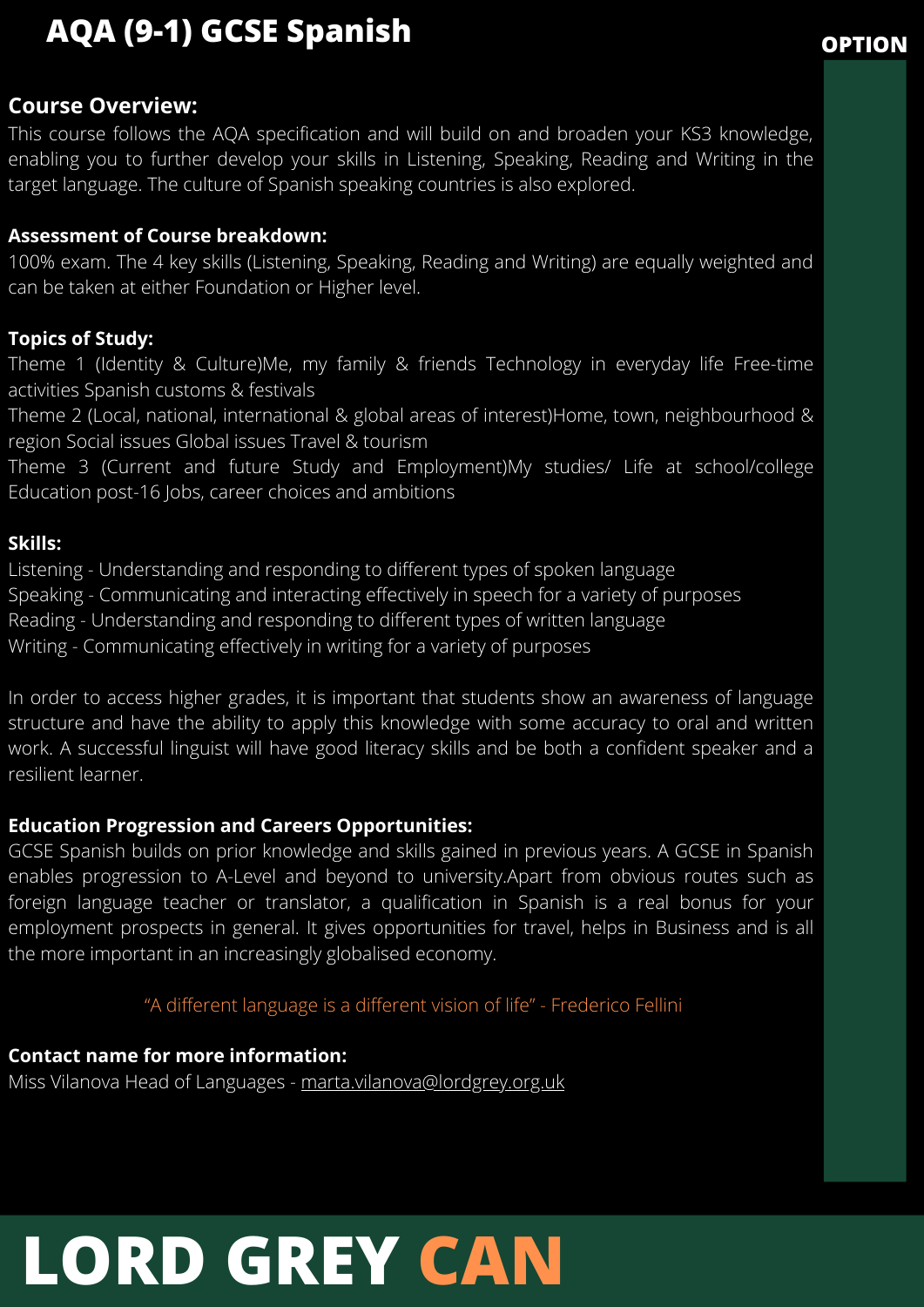# AQA (9-1) GCSE Spanish

OPTION

**Course Overview:**

This course follows the AQA specification and will build on and broaden your KS3 knowledge, enabling you to further develop your skills in Listening, Speaking, Reading and Writing in the target language. The culture of Spanish speaking countries is also explored.

**Assessment of Course breakdown:**

100% exam. The 4 key skills (Listening, Speaking, Reading and Writing) are equally weighted and can be taken at either Foundation or Higher level.

**Topics of Study:**

Theme 1 (Identity & Culture)Me, my family & friends Technology in everyday life Free-time activities Spanish customs & festivals

Theme 2 (Local, national, international & global areas of interest)Home, town, neighbourhood & region Social issues Global issues Travel & tourism

Theme 3 (Current and future Study and Employment)My studies/ Life at school/college Education post-16 Jobs, career choices and ambitions

**Skills:**

Listening - Understanding and responding to different types of spoken language
Speaking - Communicating and interacting effectively in speech for a variety of purposes
Reading - Understanding and responding to different types of written language
Writing - Communicating effectively in writing for a variety of purposes

In order to access higher grades, it is important that students show an awareness of language structure and have the ability to apply this knowledge with some accuracy to oral and written work. A successful linguist will have good literacy skills and be both a confident speaker and a resilient learner.

**Education Progression and Careers Opportunities:**

GCSE Spanish builds on prior knowledge and skills gained in previous years. A GCSE in Spanish enables progression to A-Level and beyond to university.Apart from obvious routes such as foreign language teacher or translator, a qualification in Spanish is a real bonus for your employment prospects in general. It gives opportunities for travel, helps in Business and is all the more important in an increasingly globalised economy.

"A different language is a different vision of life" - Frederico Fellini

**Contact name for more information:**

Miss Vilanova Head of Languages - marta.vilanova@lordgrey.org.uk

# LORD GREY CAN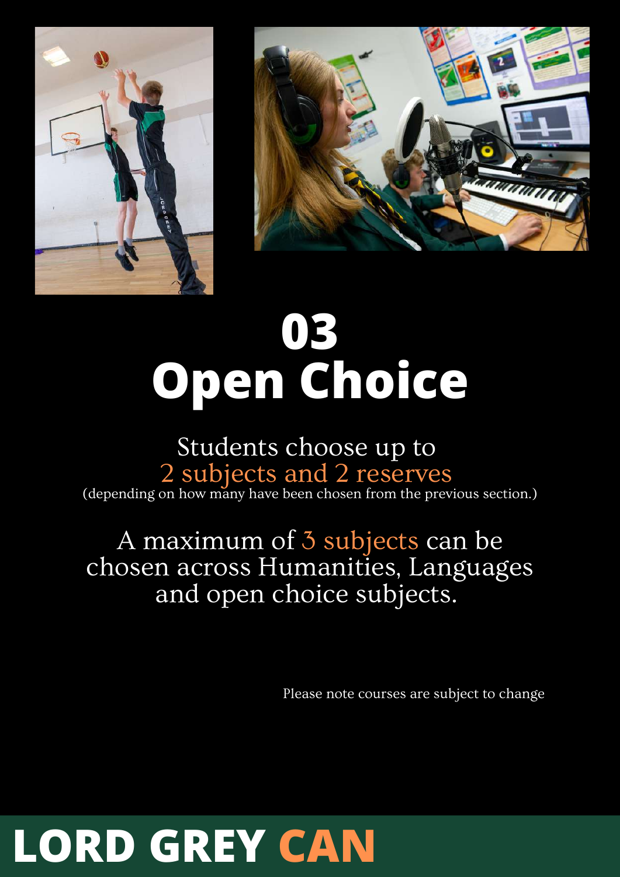# 03
# Open Choice

Students choose up to
2 subjects and 2 reserves
(depending on how many have been chosen from the previous section.)

A maximum of 3 subjects can be chosen across Humanities, Languages and open choice subjects.

Please note courses are subject to change

**LORD GREY CAN**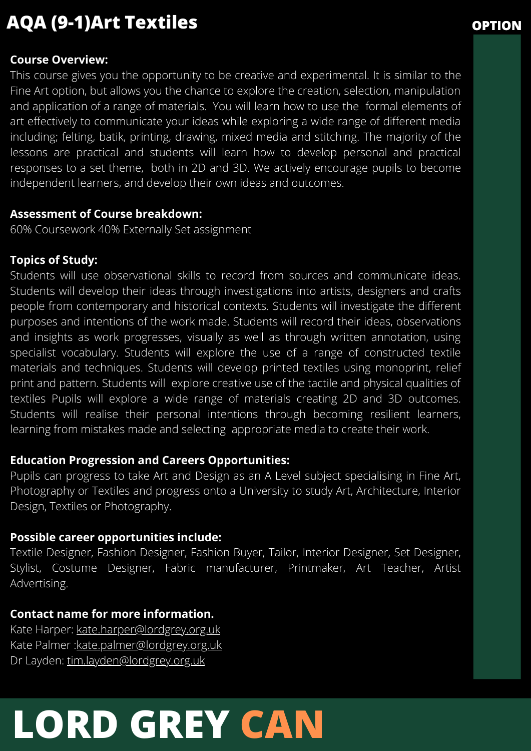# AQA (9-1)Art Textiles

OPTION

**Course Overview:**
This course gives you the opportunity to be creative and experimental. It is similar to the Fine Art option, but allows you the chance to explore the creation, selection, manipulation and application of a range of materials. You will learn how to use the formal elements of art effectively to communicate your ideas while exploring a wide range of different media including; felting, batik, printing, drawing, mixed media and stitching. The majority of the lessons are practical and students will learn how to develop personal and practical responses to a set theme, both in 2D and 3D. We actively encourage pupils to become independent learners, and develop their own ideas and outcomes.

**Assessment of Course breakdown:**
60% Coursework 40% Externally Set assignment

**Topics of Study:**
Students will use observational skills to record from sources and communicate ideas. Students will develop their ideas through investigations into artists, designers and crafts people from contemporary and historical contexts. Students will investigate the different purposes and intentions of the work made. Students will record their ideas, observations and insights as work progresses, visually as well as through written annotation, using specialist vocabulary. Students will explore the use of a range of constructed textile materials and techniques. Students will develop printed textiles using monoprint, relief print and pattern. Students will explore creative use of the tactile and physical qualities of textiles Pupils will explore a wide range of materials creating 2D and 3D outcomes. Students will realise their personal intentions through becoming resilient learners, learning from mistakes made and selecting appropriate media to create their work.

**Education Progression and Careers Opportunities:**
Pupils can progress to take Art and Design as an A Level subject specialising in Fine Art, Photography or Textiles and progress onto a University to study Art, Architecture, Interior Design, Textiles or Photography.

**Possible career opportunities include:**
Textile Designer, Fashion Designer, Fashion Buyer, Tailor, Interior Designer, Set Designer, Stylist, Costume Designer, Fabric manufacturer, Printmaker, Art Teacher, Artist Advertising.

**Contact name for more information.**
Kate Harper: kate.harper@lordgrey.org.uk
Kate Palmer :kate.palmer@lordgrey.org.uk
Dr Layden: tim.layden@lordgrey.org.uk

**LORD GREY CAN**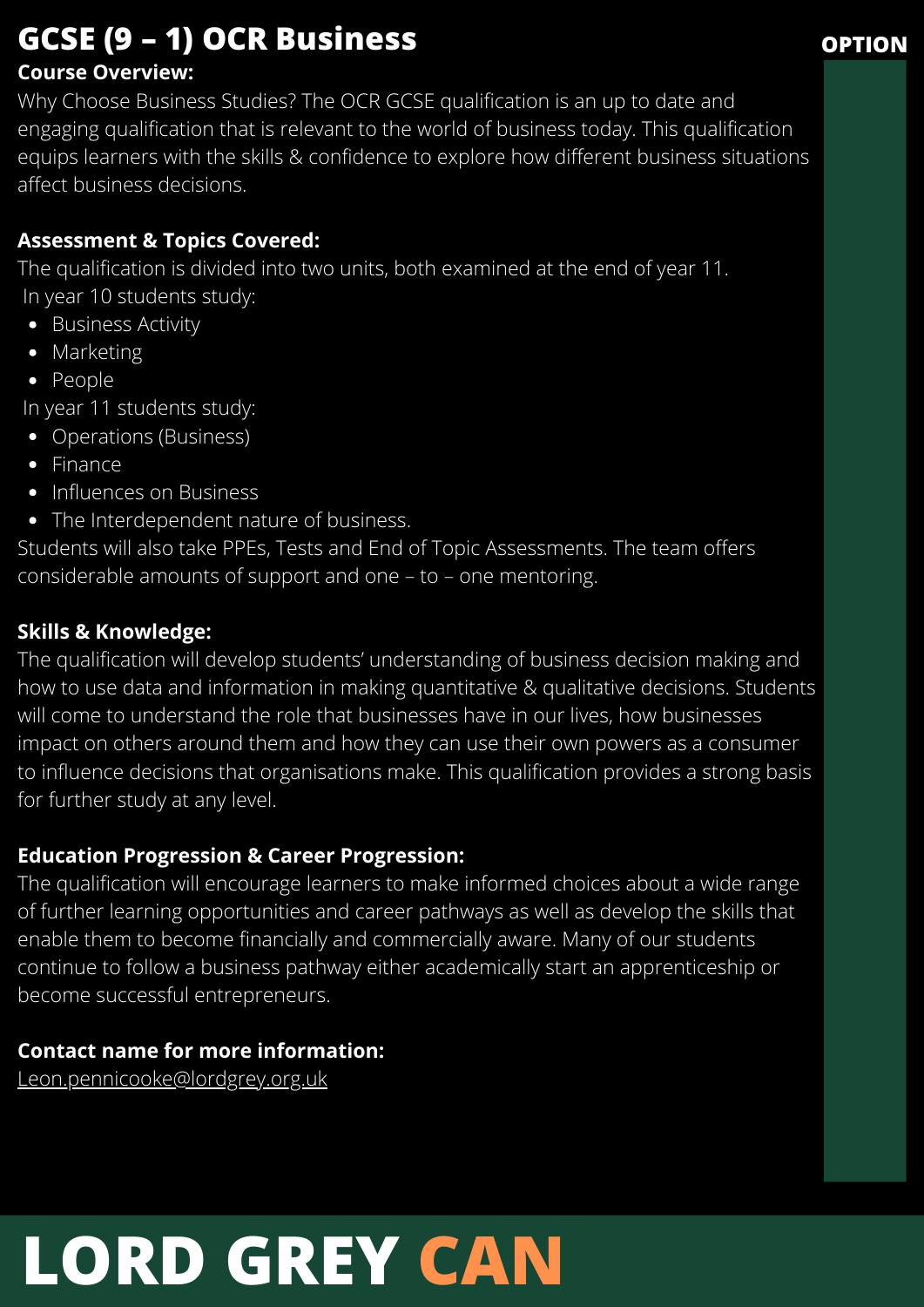# GCSE (9 – 1) OCR Business

OPTION

**Course Overview:**

Why Choose Business Studies? The OCR GCSE qualification is an up to date and engaging qualification that is relevant to the world of business today. This qualification equips learners with the skills & confidence to explore how different business situations affect business decisions.

**Assessment & Topics Covered:**

The qualification is divided into two units, both examined at the end of year 11.

In year 10 students study:

- Business Activity
- Marketing
- People

In year 11 students study:

- Operations (Business)
- Finance
- Influences on Business
- The Interdependent nature of business.

Students will also take PPEs, Tests and End of Topic Assessments. The team offers considerable amounts of support and one – to – one mentoring.

**Skills & Knowledge:**

The qualification will develop students' understanding of business decision making and how to use data and information in making quantitative & qualitative decisions. Students will come to understand the role that businesses have in our lives, how businesses impact on others around them and how they can use their own powers as a consumer to influence decisions that organisations make. This qualification provides a strong basis for further study at any level.

**Education Progression & Career Progression:**

The qualification will encourage learners to make informed choices about a wide range of further learning opportunities and career pathways as well as develop the skills that enable them to become financially and commercially aware. Many of our students continue to follow a business pathway either academically start an apprenticeship or become successful entrepreneurs.

**Contact name for more information:**

Leon.pennicooke@lordgrey.org.uk

**LORD GREY CAN**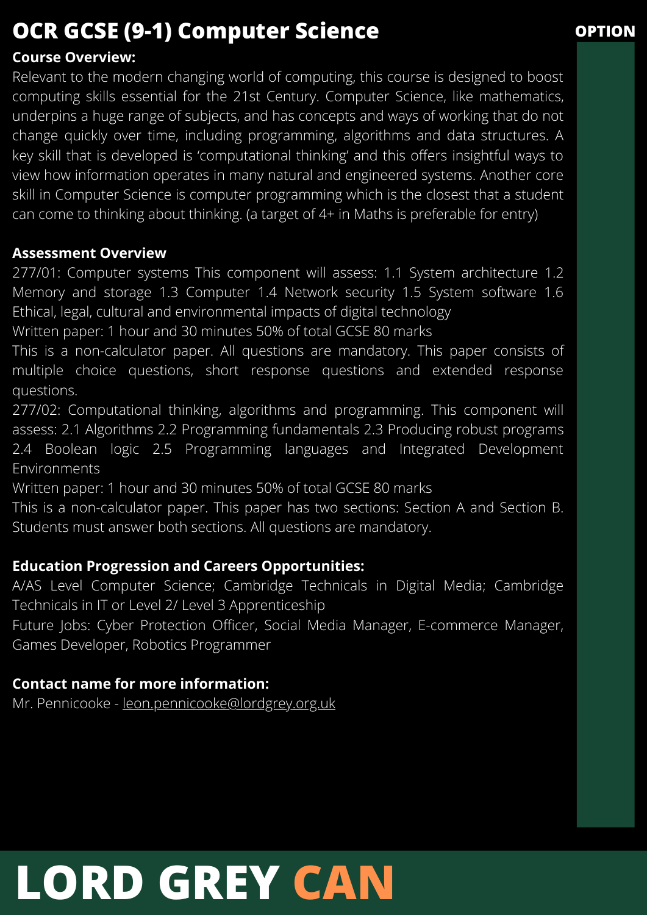# OCR GCSE (9-1) Computer Science

OPTION

**Course Overview:**

Relevant to the modern changing world of computing, this course is designed to boost computing skills essential for the 21st Century. Computer Science, like mathematics, underpins a huge range of subjects, and has concepts and ways of working that do not change quickly over time, including programming, algorithms and data structures. A key skill that is developed is 'computational thinking' and this offers insightful ways to view how information operates in many natural and engineered systems. Another core skill in Computer Science is computer programming which is the closest that a student can come to thinking about thinking. (a target of 4+ in Maths is preferable for entry)

**Assessment Overview**

277/01: Computer systems This component will assess: 1.1 System architecture 1.2 Memory and storage 1.3 Computer 1.4 Network security 1.5 System software 1.6 Ethical, legal, cultural and environmental impacts of digital technology

Written paper: 1 hour and 30 minutes 50% of total GCSE 80 marks

This is a non-calculator paper. All questions are mandatory. This paper consists of multiple choice questions, short response questions and extended response questions.

277/02: Computational thinking, algorithms and programming. This component will assess: 2.1 Algorithms 2.2 Programming fundamentals 2.3 Producing robust programs 2.4 Boolean logic 2.5 Programming languages and Integrated Development Environments

Written paper: 1 hour and 30 minutes 50% of total GCSE 80 marks

This is a non-calculator paper. This paper has two sections: Section A and Section B. Students must answer both sections. All questions are mandatory.

**Education Progression and Careers Opportunities:**

A/AS Level Computer Science; Cambridge Technicals in Digital Media; Cambridge Technicals in IT or Level 2/ Level 3 Apprenticeship

Future Jobs: Cyber Protection Officer, Social Media Manager, E-commerce Manager, Games Developer, Robotics Programmer

**Contact name for more information:**

Mr. Pennicooke - leon.pennicooke@lordgrey.org.uk

**LORD GREY CAN**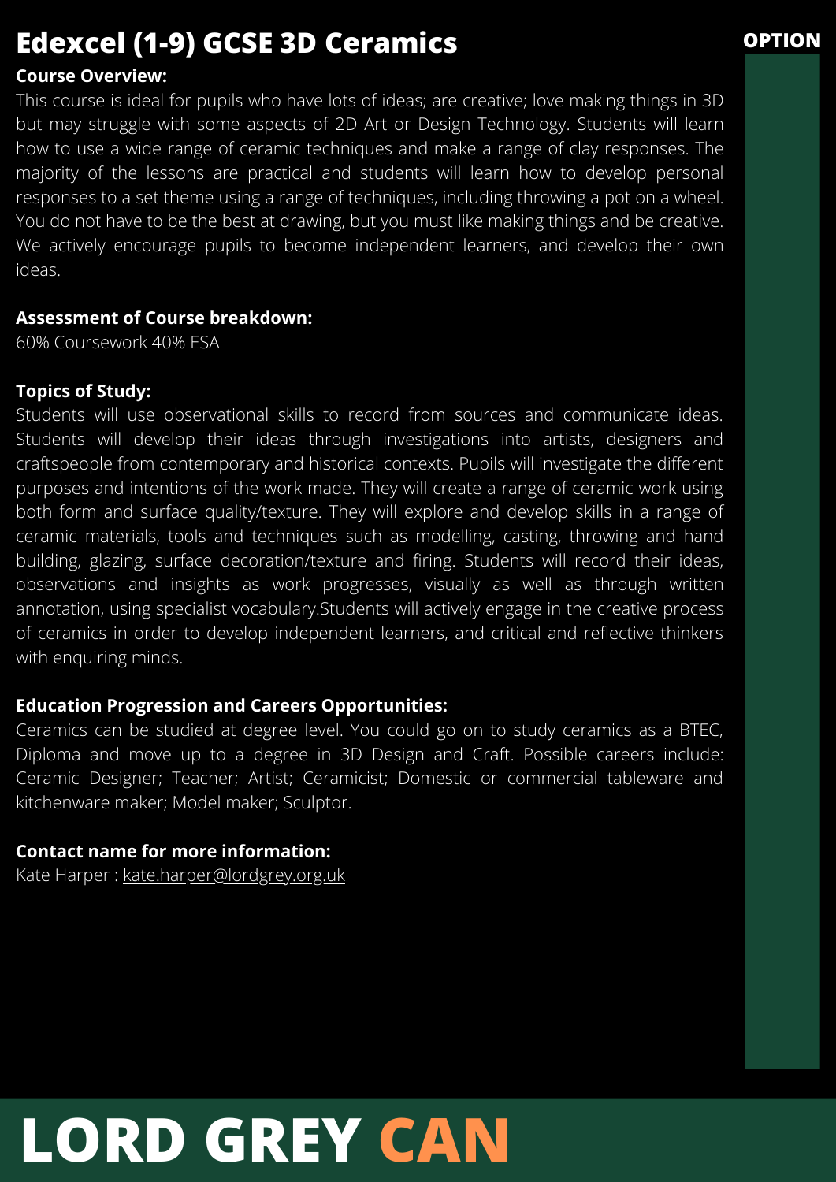# Edexcel (1-9) GCSE 3D Ceramics

OPTION

**Course Overview:**

This course is ideal for pupils who have lots of ideas; are creative; love making things in 3D but may struggle with some aspects of 2D Art or Design Technology. Students will learn how to use a wide range of ceramic techniques and make a range of clay responses. The majority of the lessons are practical and students will learn how to develop personal responses to a set theme using a range of techniques, including throwing a pot on a wheel. You do not have to be the best at drawing, but you must like making things and be creative. We actively encourage pupils to become independent learners, and develop their own ideas.

**Assessment of Course breakdown:**

60% Coursework 40% ESA

**Topics of Study:**

Students will use observational skills to record from sources and communicate ideas. Students will develop their ideas through investigations into artists, designers and craftspeople from contemporary and historical contexts. Pupils will investigate the different purposes and intentions of the work made. They will create a range of ceramic work using both form and surface quality/texture. They will explore and develop skills in a range of ceramic materials, tools and techniques such as modelling, casting, throwing and hand building, glazing, surface decoration/texture and firing. Students will record their ideas, observations and insights as work progresses, visually as well as through written annotation, using specialist vocabulary.Students will actively engage in the creative process of ceramics in order to develop independent learners, and critical and reflective thinkers with enquiring minds.

**Education Progression and Careers Opportunities:**

Ceramics can be studied at degree level. You could go on to study ceramics as a BTEC, Diploma and move up to a degree in 3D Design and Craft. Possible careers include: Ceramic Designer; Teacher; Artist; Ceramicist; Domestic or commercial tableware and kitchenware maker; Model maker; Sculptor.

**Contact name for more information:**

Kate Harper : kate.harper@lordgrey.org.uk

**LORD GREY CAN**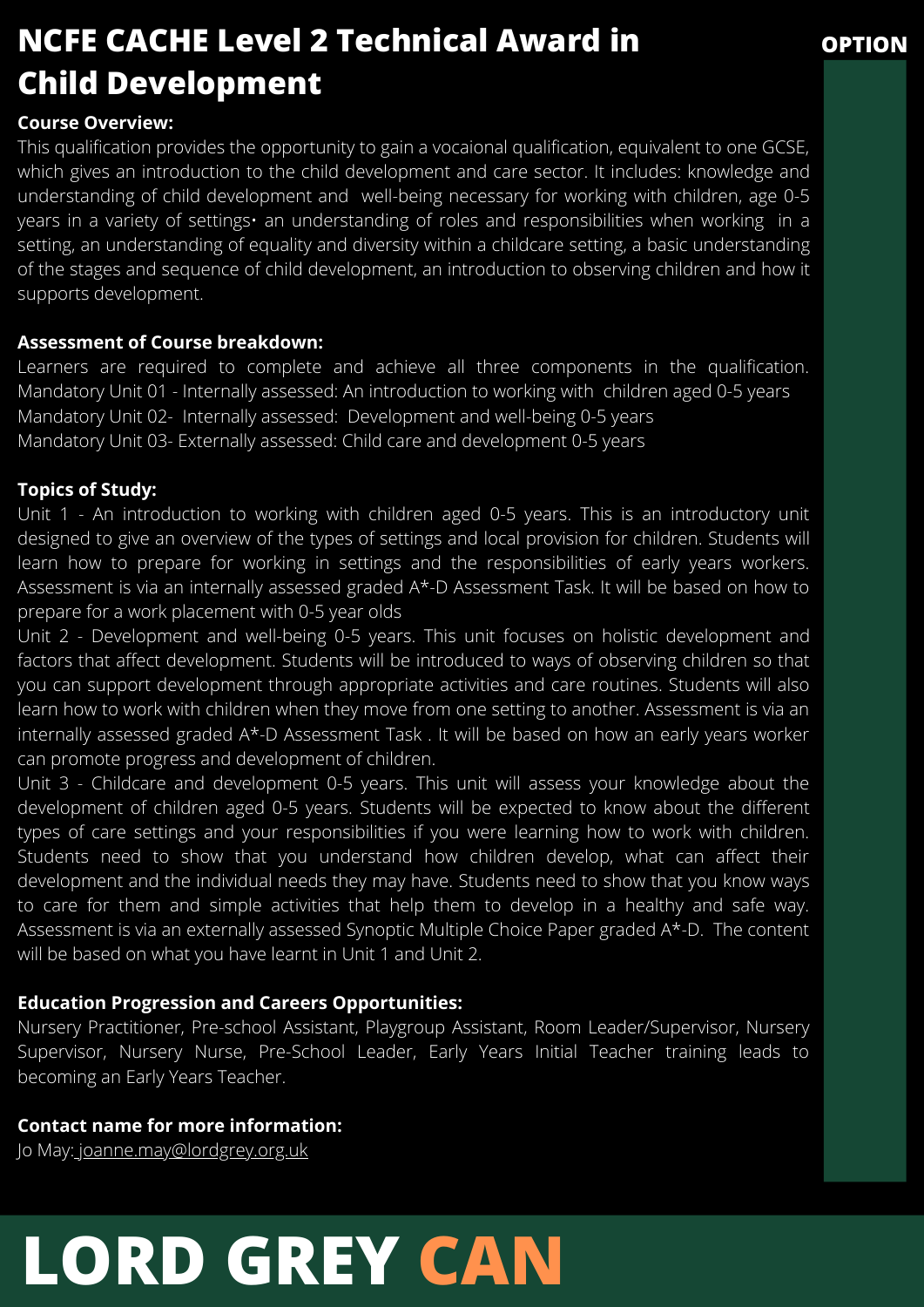# NCFE CACHE Level 2 Technical Award in Child Development

OPTION

**Course Overview:**

This qualification provides the opportunity to gain a vocaional qualification, equivalent to one GCSE, which gives an introduction to the child development and care sector. It includes: knowledge and understanding of child development and well-being necessary for working with children, age 0-5 years in a variety of settings• an understanding of roles and responsibilities when working in a setting, an understanding of equality and diversity within a childcare setting, a basic understanding of the stages and sequence of child development, an introduction to observing children and how it supports development.

**Assessment of Course breakdown:**

Learners are required to complete and achieve all three components in the qualification.
Mandatory Unit 01 - Internally assessed: An introduction to working with children aged 0-5 years
Mandatory Unit 02- Internally assessed: Development and well-being 0-5 years
Mandatory Unit 03- Externally assessed: Child care and development 0-5 years

**Topics of Study:**

Unit 1 - An introduction to working with children aged 0-5 years. This is an introductory unit designed to give an overview of the types of settings and local provision for children. Students will learn how to prepare for working in settings and the responsibilities of early years workers. Assessment is via an internally assessed graded A*-D Assessment Task. It will be based on how to prepare for a work placement with 0-5 year olds

Unit 2 - Development and well-being 0-5 years. This unit focuses on holistic development and factors that affect development. Students will be introduced to ways of observing children so that you can support development through appropriate activities and care routines. Students will also learn how to work with children when they move from one setting to another. Assessment is via an internally assessed graded A*-D Assessment Task . It will be based on how an early years worker can promote progress and development of children.

Unit 3 - Childcare and development 0-5 years. This unit will assess your knowledge about the development of children aged 0-5 years. Students will be expected to know about the different types of care settings and your responsibilities if you were learning how to work with children. Students need to show that you understand how children develop, what can affect their development and the individual needs they may have. Students need to show that you know ways to care for them and simple activities that help them to develop in a healthy and safe way. Assessment is via an externally assessed Synoptic Multiple Choice Paper graded A*-D. The content will be based on what you have learnt in Unit 1 and Unit 2.

**Education Progression and Careers Opportunities:**

Nursery Practitioner, Pre-school Assistant, Playgroup Assistant, Room Leader/Supervisor, Nursery Supervisor, Nursery Nurse, Pre-School Leader, Early Years Initial Teacher training leads to becoming an Early Years Teacher.

**Contact name for more information:**

Jo May: joanne.may@lordgrey.org.uk

# LORD GREY CAN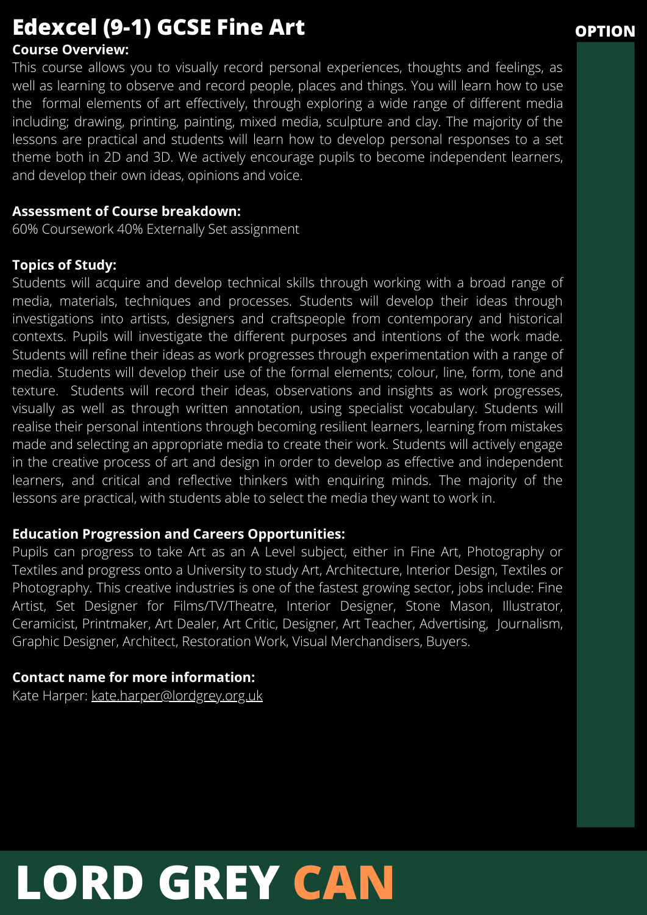# Edexcel (9-1) GCSE Fine Art

OPTION

**Course Overview:**

This course allows you to visually record personal experiences, thoughts and feelings, as well as learning to observe and record people, places and things. You will learn how to use the formal elements of art effectively, through exploring a wide range of different media including; drawing, printing, painting, mixed media, sculpture and clay. The majority of the lessons are practical and students will learn how to develop personal responses to a set theme both in 2D and 3D. We actively encourage pupils to become independent learners, and develop their own ideas, opinions and voice.

**Assessment of Course breakdown:**

60% Coursework 40% Externally Set assignment

**Topics of Study:**

Students will acquire and develop technical skills through working with a broad range of media, materials, techniques and processes. Students will develop their ideas through investigations into artists, designers and craftspeople from contemporary and historical contexts. Pupils will investigate the different purposes and intentions of the work made. Students will refine their ideas as work progresses through experimentation with a range of media. Students will develop their use of the formal elements; colour, line, form, tone and texture. Students will record their ideas, observations and insights as work progresses, visually as well as through written annotation, using specialist vocabulary. Students will realise their personal intentions through becoming resilient learners, learning from mistakes made and selecting an appropriate media to create their work. Students will actively engage in the creative process of art and design in order to develop as effective and independent learners, and critical and reflective thinkers with enquiring minds. The majority of the lessons are practical, with students able to select the media they want to work in.

**Education Progression and Careers Opportunities:**

Pupils can progress to take Art as an A Level subject, either in Fine Art, Photography or Textiles and progress onto a University to study Art, Architecture, Interior Design, Textiles or Photography. This creative industries is one of the fastest growing sector, jobs include: Fine Artist, Set Designer for Films/TV/Theatre, Interior Designer, Stone Mason, Illustrator, Ceramicist, Printmaker, Art Dealer, Art Critic, Designer, Art Teacher, Advertising, Journalism, Graphic Designer, Architect, Restoration Work, Visual Merchandisers, Buyers.

**Contact name for more information:**

Kate Harper: kate.harper@lordgrey.org.uk

**LORD GREY CAN**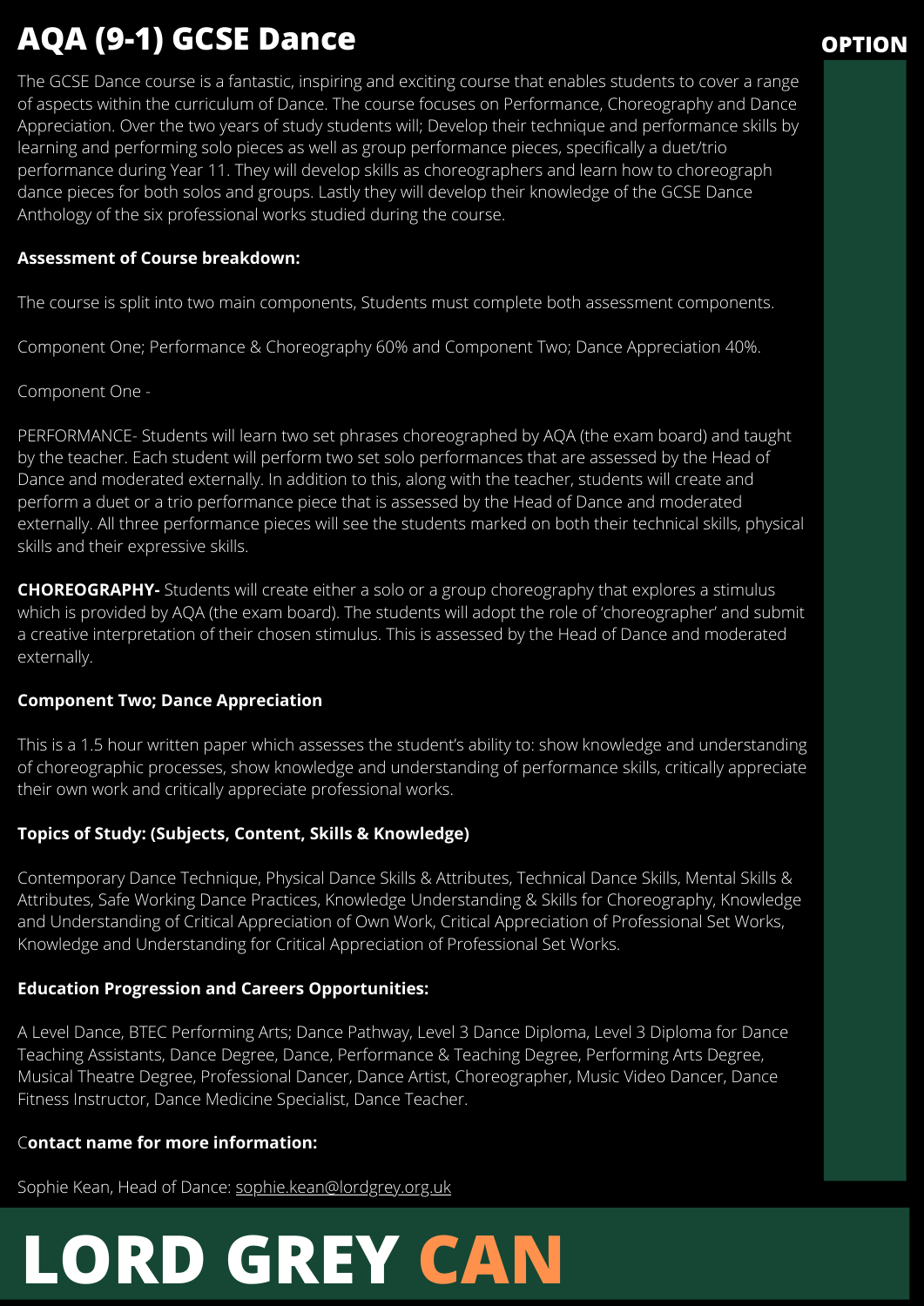# AQA (9-1) GCSE Dance

OPTION

The GCSE Dance course is a fantastic, inspiring and exciting course that enables students to cover a range of aspects within the curriculum of Dance. The course focuses on Performance, Choreography and Dance Appreciation. Over the two years of study students will; Develop their technique and performance skills by learning and performing solo pieces as well as group performance pieces, specifically a duet/trio performance during Year 11. They will develop skills as choreographers and learn how to choreograph dance pieces for both solos and groups. Lastly they will develop their knowledge of the GCSE Dance Anthology of the six professional works studied during the course.

**Assessment of Course breakdown:**

The course is split into two main components, Students must complete both assessment components.

Component One; Performance & Choreography 60% and Component Two; Dance Appreciation 40%.

Component One -

PERFORMANCE- Students will learn two set phrases choreographed by AQA (the exam board) and taught by the teacher. Each student will perform two set solo performances that are assessed by the Head of Dance and moderated externally. In addition to this, along with the teacher, students will create and perform a duet or a trio performance piece that is assessed by the Head of Dance and moderated externally. All three performance pieces will see the students marked on both their technical skills, physical skills and their expressive skills.

**CHOREOGRAPHY-** Students will create either a solo or a group choreography that explores a stimulus which is provided by AQA (the exam board). The students will adopt the role of 'choreographer' and submit a creative interpretation of their chosen stimulus. This is assessed by the Head of Dance and moderated externally.

**Component Two; Dance Appreciation**

This is a 1.5 hour written paper which assesses the student's ability to: show knowledge and understanding of choreographic processes, show knowledge and understanding of performance skills, critically appreciate their own work and critically appreciate professional works.

**Topics of Study: (Subjects, Content, Skills & Knowledge)**

Contemporary Dance Technique, Physical Dance Skills & Attributes, Technical Dance Skills, Mental Skills & Attributes, Safe Working Dance Practices, Knowledge Understanding & Skills for Choreography, Knowledge and Understanding of Critical Appreciation of Own Work, Critical Appreciation of Professional Set Works, Knowledge and Understanding for Critical Appreciation of Professional Set Works.

**Education Progression and Careers Opportunities:**

A Level Dance, BTEC Performing Arts; Dance Pathway, Level 3 Dance Diploma, Level 3 Diploma for Dance Teaching Assistants, Dance Degree, Dance, Performance & Teaching Degree, Performing Arts Degree, Musical Theatre Degree, Professional Dancer, Dance Artist, Choreographer, Music Video Dancer, Dance Fitness Instructor, Dance Medicine Specialist, Dance Teacher.

**Contact name for more information:**

Sophie Kean, Head of Dance: sophie.kean@lordgrey.org.uk

# LORD GREY CAN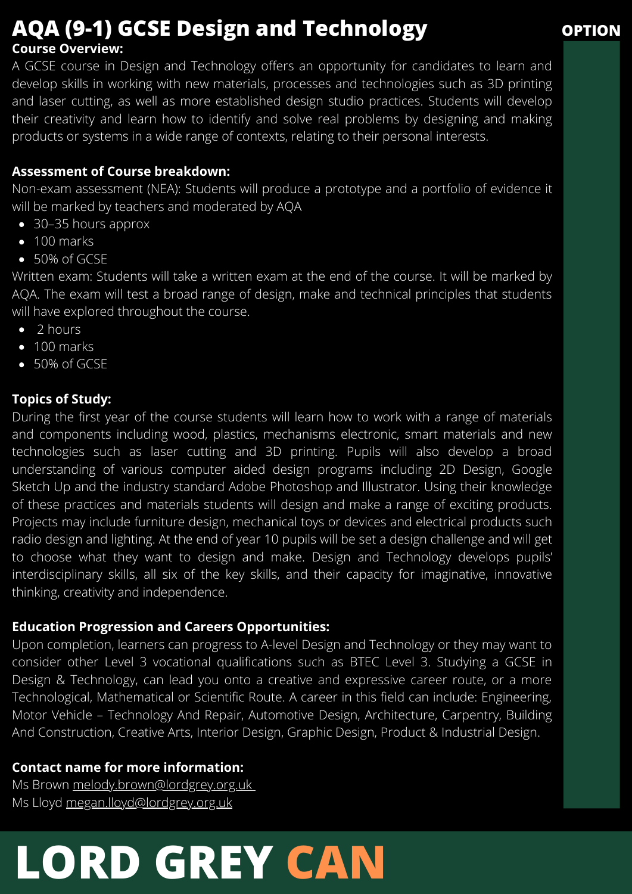# AQA (9-1) GCSE Design and Technology

OPTION

**Course Overview:**

A GCSE course in Design and Technology offers an opportunity for candidates to learn and develop skills in working with new materials, processes and technologies such as 3D printing and laser cutting, as well as more established design studio practices. Students will develop their creativity and learn how to identify and solve real problems by designing and making products or systems in a wide range of contexts, relating to their personal interests.

**Assessment of Course breakdown:**

Non-exam assessment (NEA): Students will produce a prototype and a portfolio of evidence it will be marked by teachers and moderated by AQA

- 30–35 hours approx
- 100 marks
- 50% of GCSE

Written exam: Students will take a written exam at the end of the course. It will be marked by AQA. The exam will test a broad range of design, make and technical principles that students will have explored throughout the course.

- 2 hours
- 100 marks
- 50% of GCSE

**Topics of Study:**

During the first year of the course students will learn how to work with a range of materials and components including wood, plastics, mechanisms electronic, smart materials and new technologies such as laser cutting and 3D printing. Pupils will also develop a broad understanding of various computer aided design programs including 2D Design, Google Sketch Up and the industry standard Adobe Photoshop and Illustrator. Using their knowledge of these practices and materials students will design and make a range of exciting products. Projects may include furniture design, mechanical toys or devices and electrical products such radio design and lighting. At the end of year 10 pupils will be set a design challenge and will get to choose what they want to design and make. Design and Technology develops pupils' interdisciplinary skills, all six of the key skills, and their capacity for imaginative, innovative thinking, creativity and independence.

**Education Progression and Careers Opportunities:**

Upon completion, learners can progress to A-level Design and Technology or they may want to consider other Level 3 vocational qualifications such as BTEC Level 3. Studying a GCSE in Design & Technology, can lead you onto a creative and expressive career route, or a more Technological, Mathematical or Scientific Route. A career in this field can include: Engineering, Motor Vehicle – Technology And Repair, Automotive Design, Architecture, Carpentry, Building And Construction, Creative Arts, Interior Design, Graphic Design, Product & Industrial Design.

**Contact name for more information:**

Ms Brown melody.brown@lordgrey.org.uk
Ms Lloyd megan.lloyd@lordgrey.org.uk

LORD GREY CAN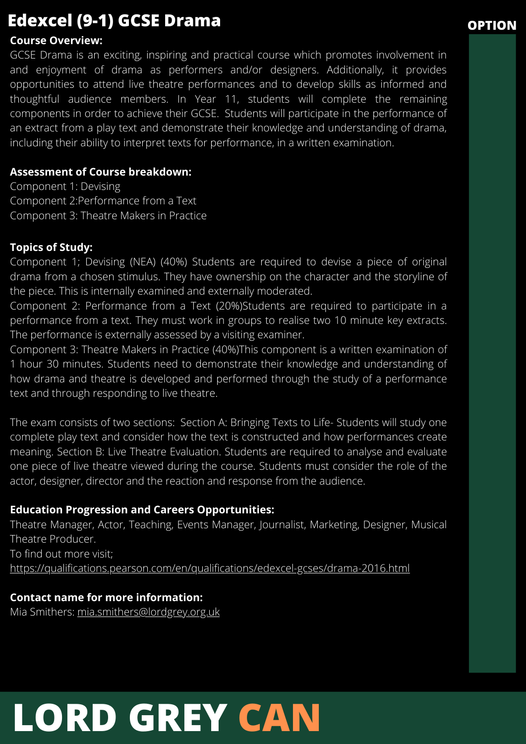# Edexcel (9-1) GCSE Drama

OPTION

**Course Overview:**

GCSE Drama is an exciting, inspiring and practical course which promotes involvement in and enjoyment of drama as performers and/or designers. Additionally, it provides opportunities to attend live theatre performances and to develop skills as informed and thoughtful audience members. In Year 11, students will complete the remaining components in order to achieve their GCSE. Students will participate in the performance of an extract from a play text and demonstrate their knowledge and understanding of drama, including their ability to interpret texts for performance, in a written examination.

**Assessment of Course breakdown:**

Component 1: Devising
Component 2:Performance from a Text
Component 3: Theatre Makers in Practice

**Topics of Study:**

Component 1; Devising (NEA) (40%) Students are required to devise a piece of original drama from a chosen stimulus. They have ownership on the character and the storyline of the piece. This is internally examined and externally moderated.

Component 2: Performance from a Text (20%)Students are required to participate in a performance from a text. They must work in groups to realise two 10 minute key extracts. The performance is externally assessed by a visiting examiner.

Component 3: Theatre Makers in Practice (40%)This component is a written examination of 1 hour 30 minutes. Students need to demonstrate their knowledge and understanding of how drama and theatre is developed and performed through the study of a performance text and through responding to live theatre.

The exam consists of two sections: Section A: Bringing Texts to Life- Students will study one complete play text and consider how the text is constructed and how performances create meaning. Section B: Live Theatre Evaluation. Students are required to analyse and evaluate one piece of live theatre viewed during the course. Students must consider the role of the actor, designer, director and the reaction and response from the audience.

**Education Progression and Careers Opportunities:**

Theatre Manager, Actor, Teaching, Events Manager, Journalist, Marketing, Designer, Musical Theatre Producer.
To find out more visit;
https://qualifications.pearson.com/en/qualifications/edexcel-gcses/drama-2016.html

**Contact name for more information:**

Mia Smithers: mia.smithers@lordgrey.org.uk

**LORD GREY CAN**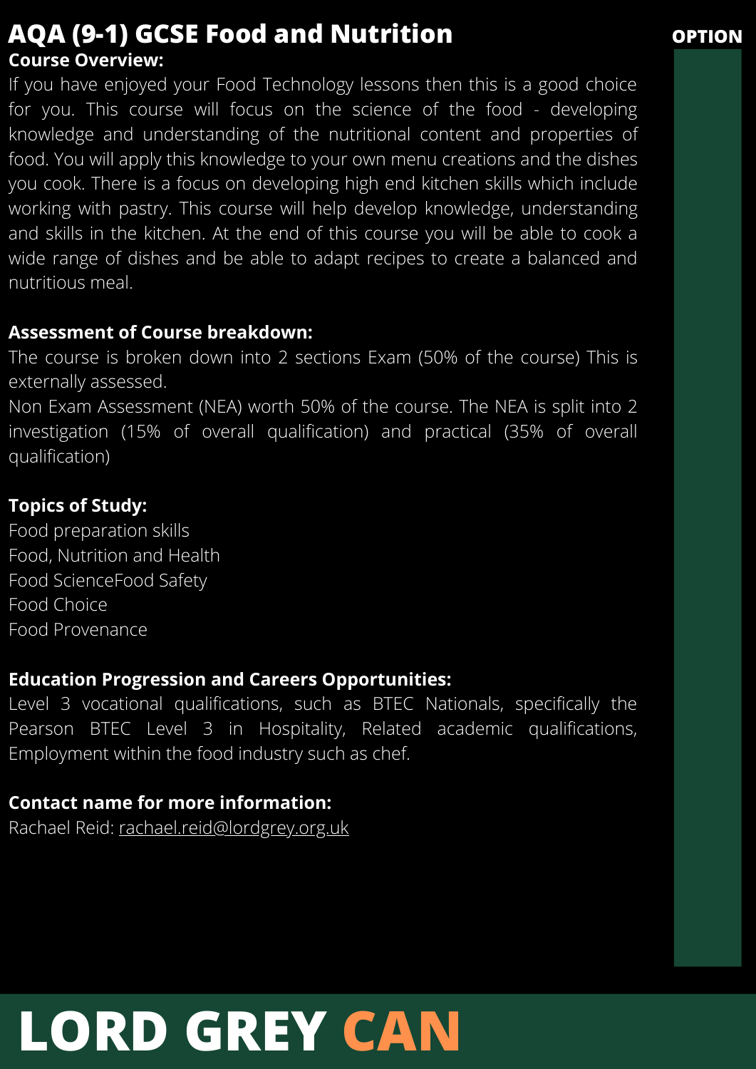# AQA (9-1) GCSE Food and Nutrition

OPTION

**Course Overview:**

If you have enjoyed your Food Technology lessons then this is a good choice for you. This course will focus on the science of the food - developing knowledge and understanding of the nutritional content and properties of food. You will apply this knowledge to your own menu creations and the dishes you cook. There is a focus on developing high end kitchen skills which include working with pastry. This course will help develop knowledge, understanding and skills in the kitchen. At the end of this course you will be able to cook a wide range of dishes and be able to adapt recipes to create a balanced and nutritious meal.

**Assessment of Course breakdown:**

The course is broken down into 2 sections Exam (50% of the course) This is externally assessed.

Non Exam Assessment (NEA) worth 50% of the course. The NEA is split into 2 investigation (15% of overall qualification) and practical (35% of overall qualification)

**Topics of Study:**

Food preparation skills
Food, Nutrition and Health
Food ScienceFood Safety
Food Choice
Food Provenance

**Education Progression and Careers Opportunities:**

Level 3 vocational qualifications, such as BTEC Nationals, specifically the Pearson BTEC Level 3 in Hospitality, Related academic qualifications, Employment within the food industry such as chef.

**Contact name for more information:**

Rachael Reid: rachael.reid@lordgrey.org.uk

LORD GREY CAN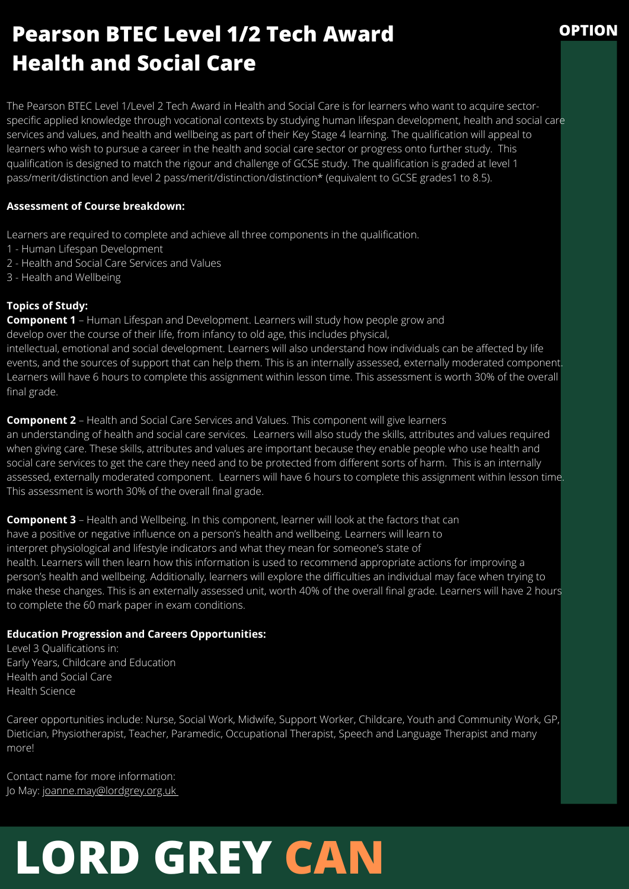# Pearson BTEC Level 1/2 Tech Award Health and Social Care

**OPTION**

The Pearson BTEC Level 1/Level 2 Tech Award in Health and Social Care is for learners who want to acquire sector-specific applied knowledge through vocational contexts by studying human lifespan development, health and social care services and values, and health and wellbeing as part of their Key Stage 4 learning. The qualification will appeal to learners who wish to pursue a career in the health and social care sector or progress onto further study. This qualification is designed to match the rigour and challenge of GCSE study. The qualification is graded at level 1 pass/merit/distinction and level 2 pass/merit/distinction/distinction* (equivalent to GCSE grades1 to 8.5).

**Assessment of Course breakdown:**

Learners are required to complete and achieve all three components in the qualification.

1 - Human Lifespan Development
2 - Health and Social Care Services and Values
3 - Health and Wellbeing

**Topics of Study:**

**Component 1** – Human Lifespan and Development. Learners will study how people grow and develop over the course of their life, from infancy to old age, this includes physical, intellectual, emotional and social development. Learners will also understand how individuals can be affected by life events, and the sources of support that can help them. This is an internally assessed, externally moderated component. Learners will have 6 hours to complete this assignment within lesson time. This assessment is worth 30% of the overall final grade.

**Component 2** – Health and Social Care Services and Values. This component will give learners an understanding of health and social care services. Learners will also study the skills, attributes and values required when giving care. These skills, attributes and values are important because they enable people who use health and social care services to get the care they need and to be protected from different sorts of harm. This is an internally assessed, externally moderated component. Learners will have 6 hours to complete this assignment within lesson time. This assessment is worth 30% of the overall final grade.

**Component 3** – Health and Wellbeing. In this component, learner will look at the factors that can have a positive or negative influence on a person's health and wellbeing. Learners will learn to interpret physiological and lifestyle indicators and what they mean for someone's state of health. Learners will then learn how this information is used to recommend appropriate actions for improving a person's health and wellbeing. Additionally, learners will explore the difficulties an individual may face when trying to make these changes. This is an externally assessed unit, worth 40% of the overall final grade. Learners will have 2 hours to complete the 60 mark paper in exam conditions.

**Education Progression and Careers Opportunities:**

Level 3 Qualifications in:
Early Years, Childcare and Education
Health and Social Care
Health Science

Career opportunities include: Nurse, Social Work, Midwife, Support Worker, Childcare, Youth and Community Work, GP, Dietician, Physiotherapist, Teacher, Paramedic, Occupational Therapist, Speech and Language Therapist and many more!

Contact name for more information:
Jo May: joanne.may@lordgrey.org.uk

**LORD GREY CAN**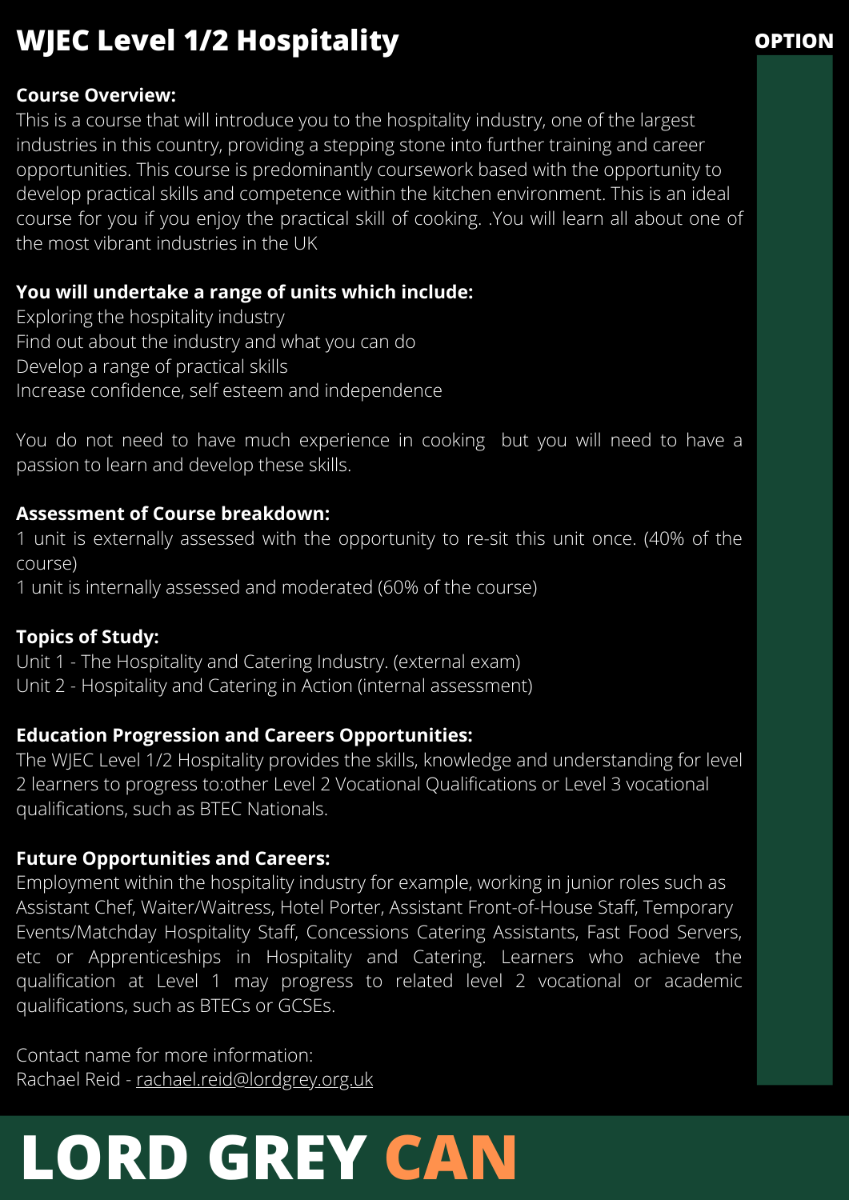# WJEC Level 1/2 Hospitality

**OPTION**

**Course Overview:**
This is a course that will introduce you to the hospitality industry, one of the largest industries in this country, providing a stepping stone into further training and career opportunities. This course is predominantly coursework based with the opportunity to develop practical skills and competence within the kitchen environment. This is an ideal course for you if you enjoy the practical skill of cooking. .You will learn all about one of the most vibrant industries in the UK

**You will undertake a range of units which include:**
Exploring the hospitality industry
Find out about the industry and what you can do
Develop a range of practical skills
Increase confidence, self esteem and independence

You do not need to have much experience in cooking  but you will need to have a passion to learn and develop these skills.

**Assessment of Course breakdown:**
1 unit is externally assessed with the opportunity to re-sit this unit once. (40% of the course)
1 unit is internally assessed and moderated (60% of the course)

**Topics of Study:**
Unit 1 - The Hospitality and Catering Industry. (external exam)
Unit 2 - Hospitality and Catering in Action (internal assessment)

**Education Progression and Careers Opportunities:**
The WJEC Level 1/2 Hospitality provides the skills, knowledge and understanding for level 2 learners to progress to:other Level 2 Vocational Qualifications or Level 3 vocational qualifications, such as BTEC Nationals.

**Future Opportunities and Careers:**
Employment within the hospitality industry for example, working in junior roles such as Assistant Chef, Waiter/Waitress, Hotel Porter, Assistant Front-of-House Staff, Temporary Events/Matchday Hospitality Staff, Concessions Catering Assistants, Fast Food Servers, etc or Apprenticeships in Hospitality and Catering. Learners who achieve the qualification at Level 1 may progress to related level 2 vocational or academic qualifications, such as BTECs or GCSEs.

Contact name for more information:
Rachael Reid - rachael.reid@lordgrey.org.uk

**LORD GREY CAN**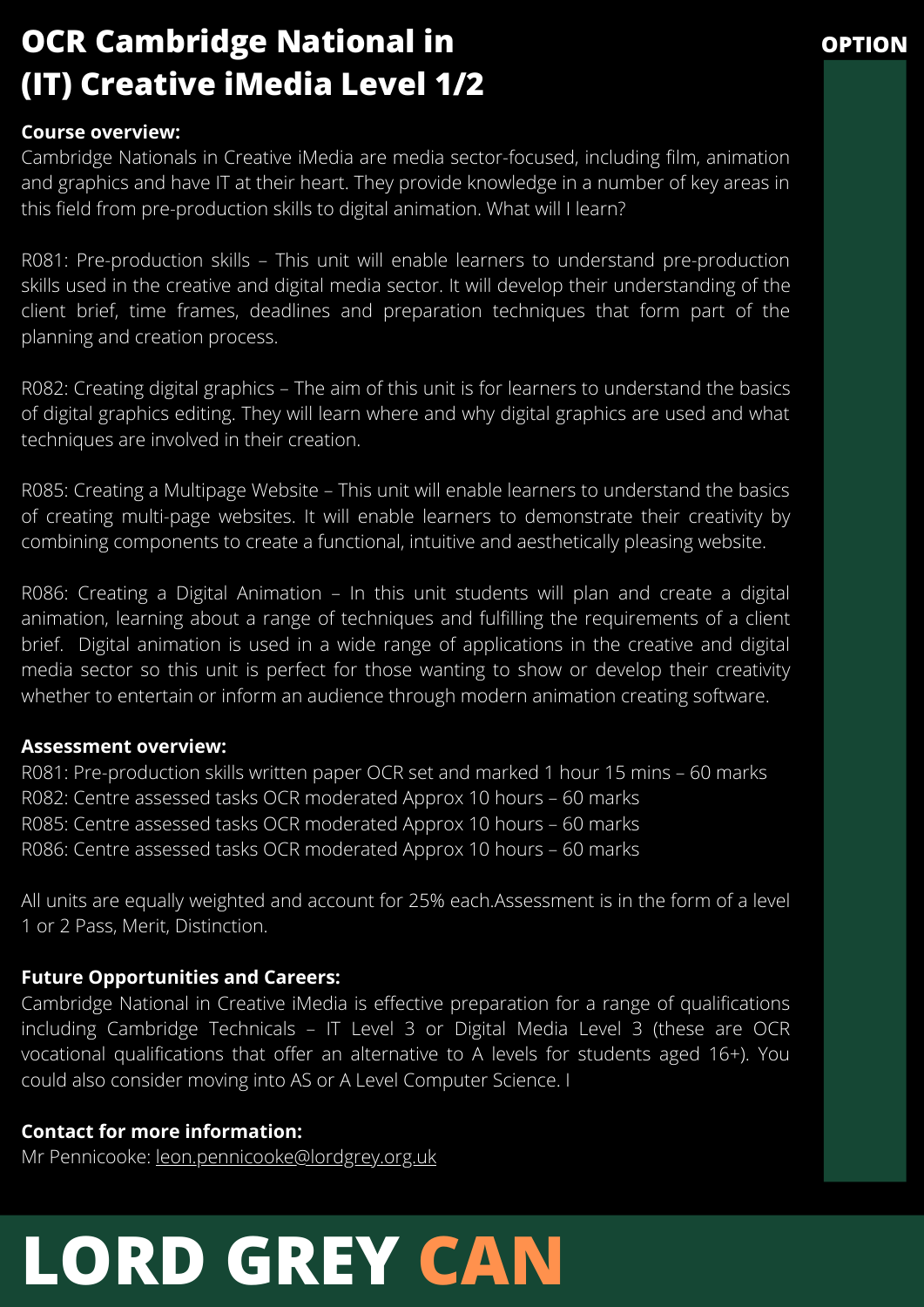# OCR Cambridge National in (IT) Creative iMedia Level 1/2

OPTION

**Course overview:**

Cambridge Nationals in Creative iMedia are media sector-focused, including film, animation and graphics and have IT at their heart. They provide knowledge in a number of key areas in this field from pre-production skills to digital animation. What will I learn?

R081: Pre-production skills – This unit will enable learners to understand pre-production skills used in the creative and digital media sector. It will develop their understanding of the client brief, time frames, deadlines and preparation techniques that form part of the planning and creation process.

R082: Creating digital graphics – The aim of this unit is for learners to understand the basics of digital graphics editing. They will learn where and why digital graphics are used and what techniques are involved in their creation.

R085: Creating a Multipage Website – This unit will enable learners to understand the basics of creating multi-page websites. It will enable learners to demonstrate their creativity by combining components to create a functional, intuitive and aesthetically pleasing website.

R086: Creating a Digital Animation – In this unit students will plan and create a digital animation, learning about a range of techniques and fulfilling the requirements of a client brief. Digital animation is used in a wide range of applications in the creative and digital media sector so this unit is perfect for those wanting to show or develop their creativity whether to entertain or inform an audience through modern animation creating software.

**Assessment overview:**

R081: Pre-production skills written paper OCR set and marked 1 hour 15 mins – 60 marks
R082: Centre assessed tasks OCR moderated Approx 10 hours – 60 marks
R085: Centre assessed tasks OCR moderated Approx 10 hours – 60 marks
R086: Centre assessed tasks OCR moderated Approx 10 hours – 60 marks

All units are equally weighted and account for 25% each.Assessment is in the form of a level 1 or 2 Pass, Merit, Distinction.

**Future Opportunities and Careers:**

Cambridge National in Creative iMedia is effective preparation for a range of qualifications including Cambridge Technicals – IT Level 3 or Digital Media Level 3 (these are OCR vocational qualifications that offer an alternative to A levels for students aged 16+). You could also consider moving into AS or A Level Computer Science. I

**Contact for more information:**

Mr Pennicooke: leon.pennicooke@lordgrey.org.uk

**LORD GREY CAN**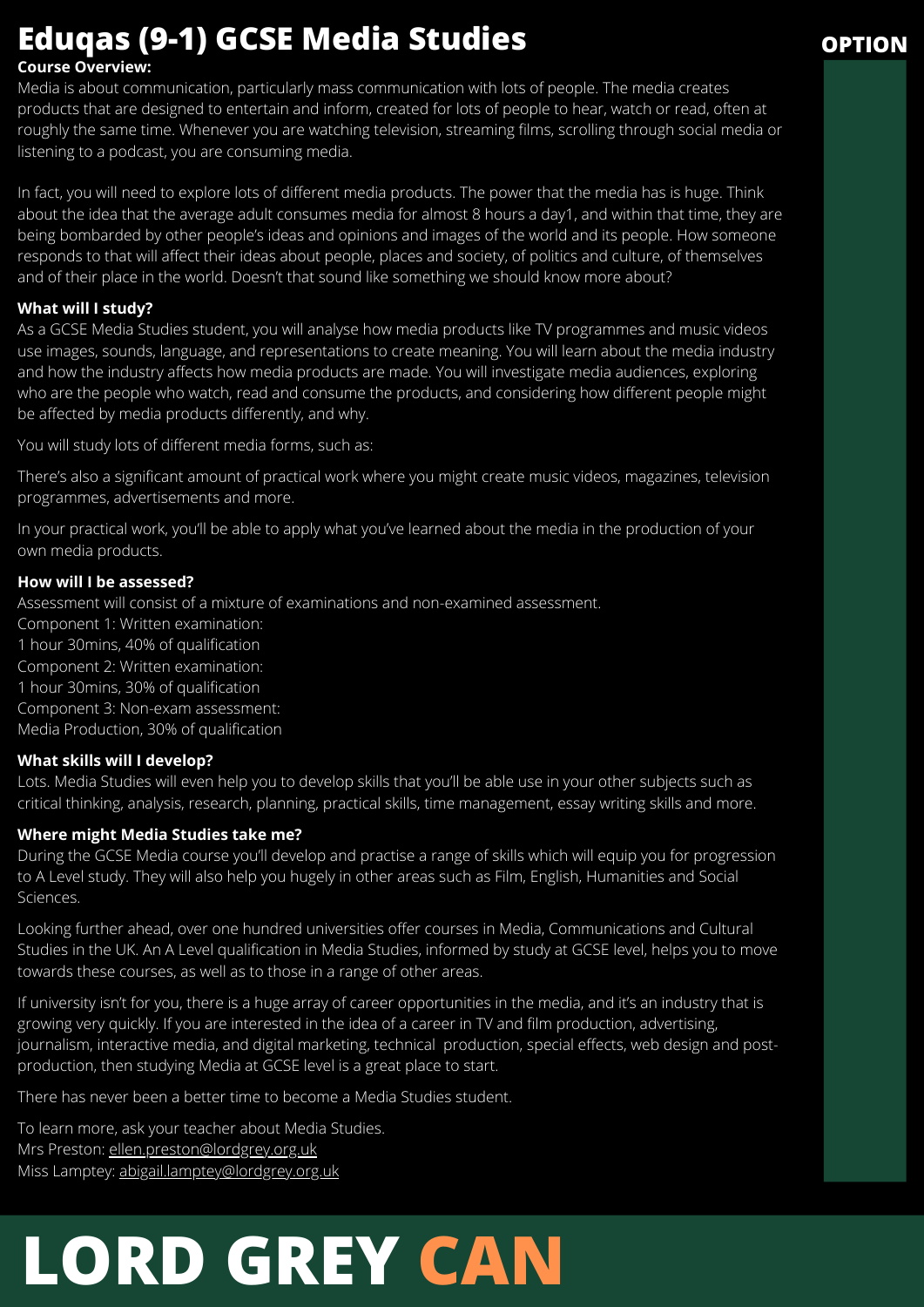# Eduqas (9-1) GCSE Media Studies

OPTION

**Course Overview:**

Media is about communication, particularly mass communication with lots of people. The media creates products that are designed to entertain and inform, created for lots of people to hear, watch or read, often at roughly the same time. Whenever you are watching television, streaming films, scrolling through social media or listening to a podcast, you are consuming media.

In fact, you will need to explore lots of different media products. The power that the media has is huge. Think about the idea that the average adult consumes media for almost 8 hours a day1, and within that time, they are being bombarded by other people's ideas and opinions and images of the world and its people. How someone responds to that will affect their ideas about people, places and society, of politics and culture, of themselves and of their place in the world. Doesn't that sound like something we should know more about?

**What will I study?**

As a GCSE Media Studies student, you will analyse how media products like TV programmes and music videos use images, sounds, language, and representations to create meaning. You will learn about the media industry and how the industry affects how media products are made. You will investigate media audiences, exploring who are the people who watch, read and consume the products, and considering how different people might be affected by media products differently, and why.

You will study lots of different media forms, such as:

There's also a significant amount of practical work where you might create music videos, magazines, television programmes, advertisements and more.

In your practical work, you'll be able to apply what you've learned about the media in the production of your own media products.

**How will I be assessed?**

Assessment will consist of a mixture of examinations and non-examined assessment.
Component 1: Written examination:
1 hour 30mins, 40% of qualification
Component 2: Written examination:
1 hour 30mins, 30% of qualification
Component 3: Non-exam assessment:
Media Production, 30% of qualification

**What skills will I develop?**

Lots. Media Studies will even help you to develop skills that you'll be able use in your other subjects such as critical thinking, analysis, research, planning, practical skills, time management, essay writing skills and more.

**Where might Media Studies take me?**

During the GCSE Media course you'll develop and practise a range of skills which will equip you for progression to A Level study. They will also help you hugely in other areas such as Film, English, Humanities and Social Sciences.

Looking further ahead, over one hundred universities offer courses in Media, Communications and Cultural Studies in the UK. An A Level qualification in Media Studies, informed by study at GCSE level, helps you to move towards these courses, as well as to those in a range of other areas.

If university isn't for you, there is a huge array of career opportunities in the media, and it's an industry that is growing very quickly. If you are interested in the idea of a career in TV and film production, advertising, journalism, interactive media, and digital marketing, technical production, special effects, web design and post-production, then studying Media at GCSE level is a great place to start.

There has never been a better time to become a Media Studies student.

To learn more, ask your teacher about Media Studies.
Mrs Preston: ellen.preston@lordgrey.org.uk
Miss Lamptey: abigail.lamptey@lordgrey.org.uk

# LORD GREY CAN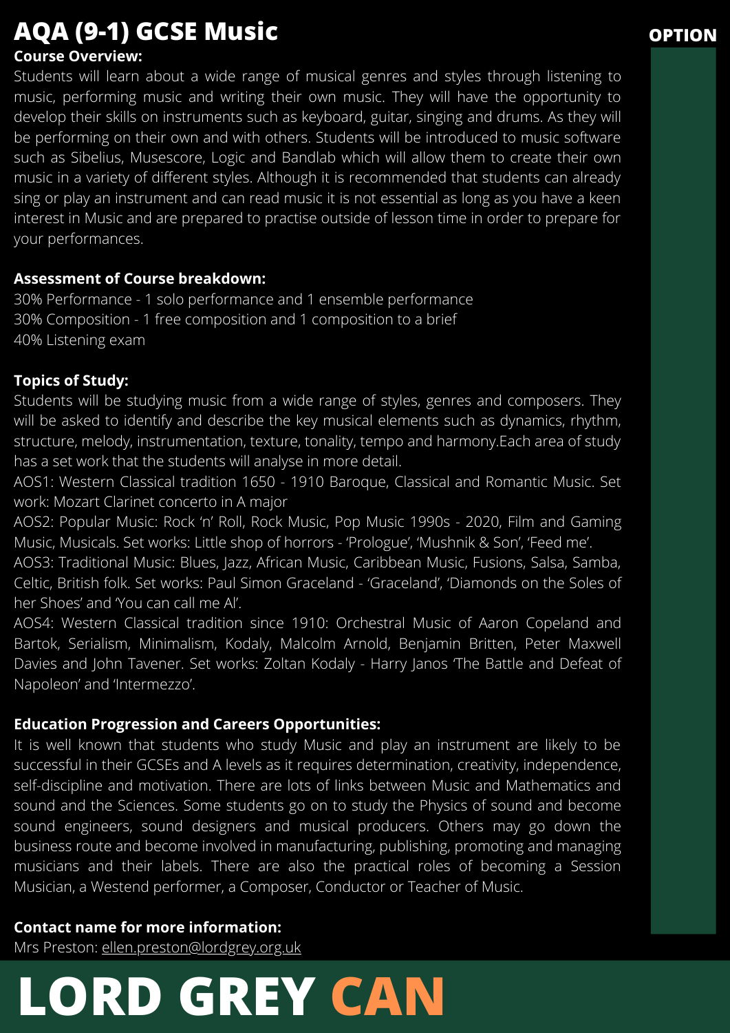# AQA (9-1) GCSE Music

**OPTION**

**Course Overview:**

Students will learn about a wide range of musical genres and styles through listening to music, performing music and writing their own music. They will have the opportunity to develop their skills on instruments such as keyboard, guitar, singing and drums. As they will be performing on their own and with others. Students will be introduced to music software such as Sibelius, Musescore, Logic and Bandlab which will allow them to create their own music in a variety of different styles. Although it is recommended that students can already sing or play an instrument and can read music it is not essential as long as you have a keen interest in Music and are prepared to practise outside of lesson time in order to prepare for your performances.

**Assessment of Course breakdown:**

30% Performance - 1 solo performance and 1 ensemble performance
30% Composition - 1 free composition and 1 composition to a brief
40% Listening exam

**Topics of Study:**

Students will be studying music from a wide range of styles, genres and composers. They will be asked to identify and describe the key musical elements such as dynamics, rhythm, structure, melody, instrumentation, texture, tonality, tempo and harmony.Each area of study has a set work that the students will analyse in more detail.

AOS1: Western Classical tradition 1650 - 1910 Baroque, Classical and Romantic Music. Set work: Mozart Clarinet concerto in A major

AOS2: Popular Music: Rock 'n' Roll, Rock Music, Pop Music 1990s - 2020, Film and Gaming Music, Musicals. Set works: Little shop of horrors - 'Prologue', 'Mushnik & Son', 'Feed me'.

AOS3: Traditional Music: Blues, Jazz, African Music, Caribbean Music, Fusions, Salsa, Samba, Celtic, British folk. Set works: Paul Simon Graceland - 'Graceland', 'Diamonds on the Soles of her Shoes' and 'You can call me Al'.

AOS4: Western Classical tradition since 1910: Orchestral Music of Aaron Copeland and Bartok, Serialism, Minimalism, Kodaly, Malcolm Arnold, Benjamin Britten, Peter Maxwell Davies and John Tavener. Set works: Zoltan Kodaly - Harry Janos 'The Battle and Defeat of Napoleon' and 'Intermezzo'.

**Education Progression and Careers Opportunities:**

It is well known that students who study Music and play an instrument are likely to be successful in their GCSEs and A levels as it requires determination, creativity, independence, self-discipline and motivation. There are lots of links between Music and Mathematics and sound and the Sciences. Some students go on to study the Physics of sound and become sound engineers, sound designers and musical producers. Others may go down the business route and become involved in manufacturing, publishing, promoting and managing musicians and their labels. There are also the practical roles of becoming a Session Musician, a Westend performer, a Composer, Conductor or Teacher of Music.

**Contact name for more information:**

Mrs Preston: ellen.preston@lordgrey.org.uk

# LORD GREY CAN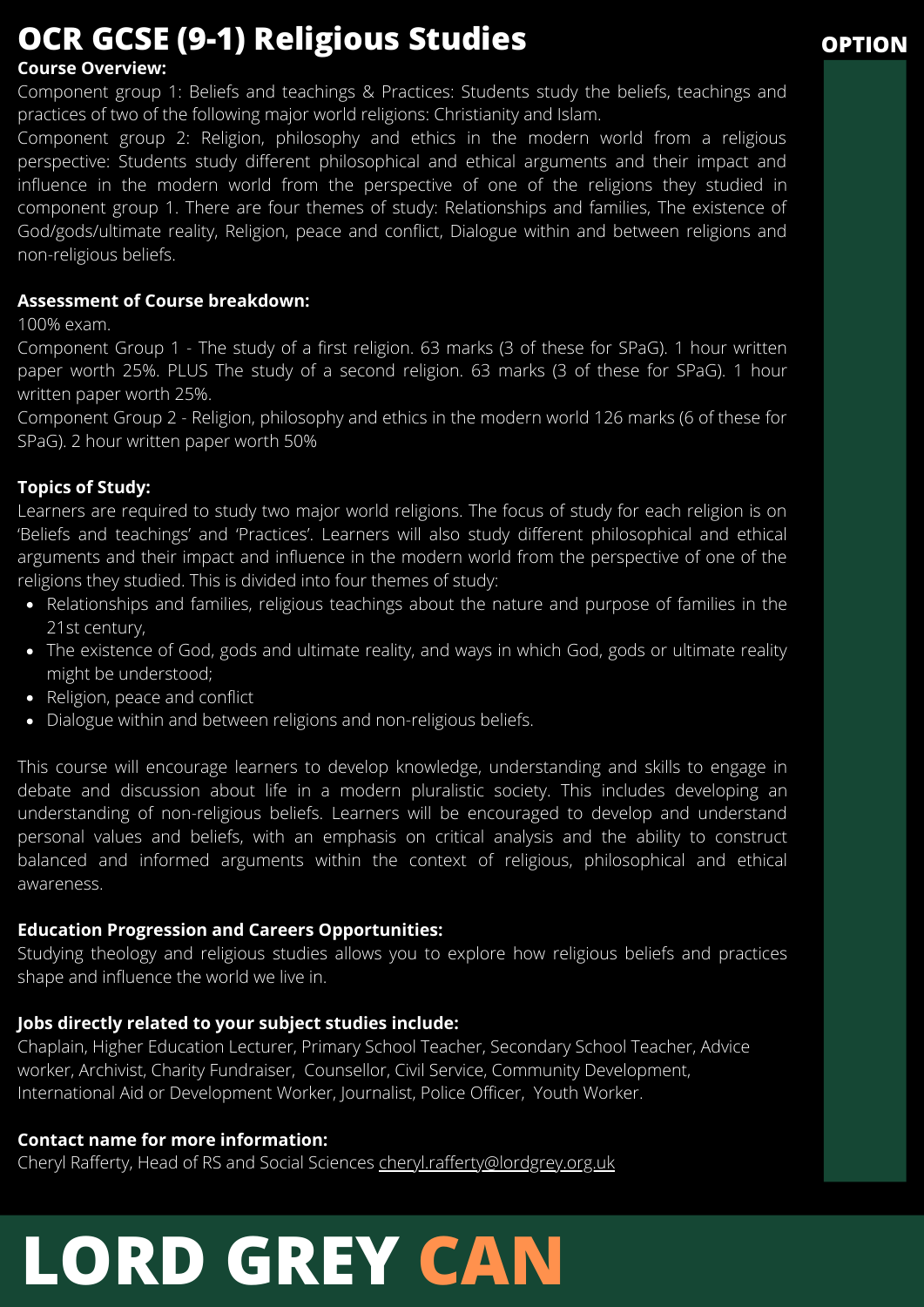# OCR GCSE (9-1) Religious Studies

OPTION

**Course Overview:**

Component group 1: Beliefs and teachings & Practices: Students study the beliefs, teachings and practices of two of the following major world religions: Christianity and Islam.

Component group 2: Religion, philosophy and ethics in the modern world from a religious perspective: Students study different philosophical and ethical arguments and their impact and influence in the modern world from the perspective of one of the religions they studied in component group 1. There are four themes of study: Relationships and families, The existence of God/gods/ultimate reality, Religion, peace and conflict, Dialogue within and between religions and non-religious beliefs.

**Assessment of Course breakdown:**

100% exam.

Component Group 1 - The study of a first religion. 63 marks (3 of these for SPaG). 1 hour written paper worth 25%. PLUS The study of a second religion. 63 marks (3 of these for SPaG). 1 hour written paper worth 25%.

Component Group 2 - Religion, philosophy and ethics in the modern world 126 marks (6 of these for SPaG). 2 hour written paper worth 50%

**Topics of Study:**

Learners are required to study two major world religions. The focus of study for each religion is on 'Beliefs and teachings' and 'Practices'. Learners will also study different philosophical and ethical arguments and their impact and influence in the modern world from the perspective of one of the religions they studied. This is divided into four themes of study:

- Relationships and families, religious teachings about the nature and purpose of families in the 21st century,
- The existence of God, gods and ultimate reality, and ways in which God, gods or ultimate reality might be understood;
- Religion, peace and conflict
- Dialogue within and between religions and non-religious beliefs.

This course will encourage learners to develop knowledge, understanding and skills to engage in debate and discussion about life in a modern pluralistic society. This includes developing an understanding of non-religious beliefs. Learners will be encouraged to develop and understand personal values and beliefs, with an emphasis on critical analysis and the ability to construct balanced and informed arguments within the context of religious, philosophical and ethical awareness.

**Education Progression and Careers Opportunities:**

Studying theology and religious studies allows you to explore how religious beliefs and practices shape and influence the world we live in.

**Jobs directly related to your subject studies include:**

Chaplain, Higher Education Lecturer, Primary School Teacher, Secondary School Teacher, Advice worker, Archivist, Charity Fundraiser, Counsellor, Civil Service, Community Development, International Aid or Development Worker, Journalist, Police Officer, Youth Worker.

**Contact name for more information:**

Cheryl Rafferty, Head of RS and Social Sciences cheryl.rafferty@lordgrey.org.uk

# LORD GREY CAN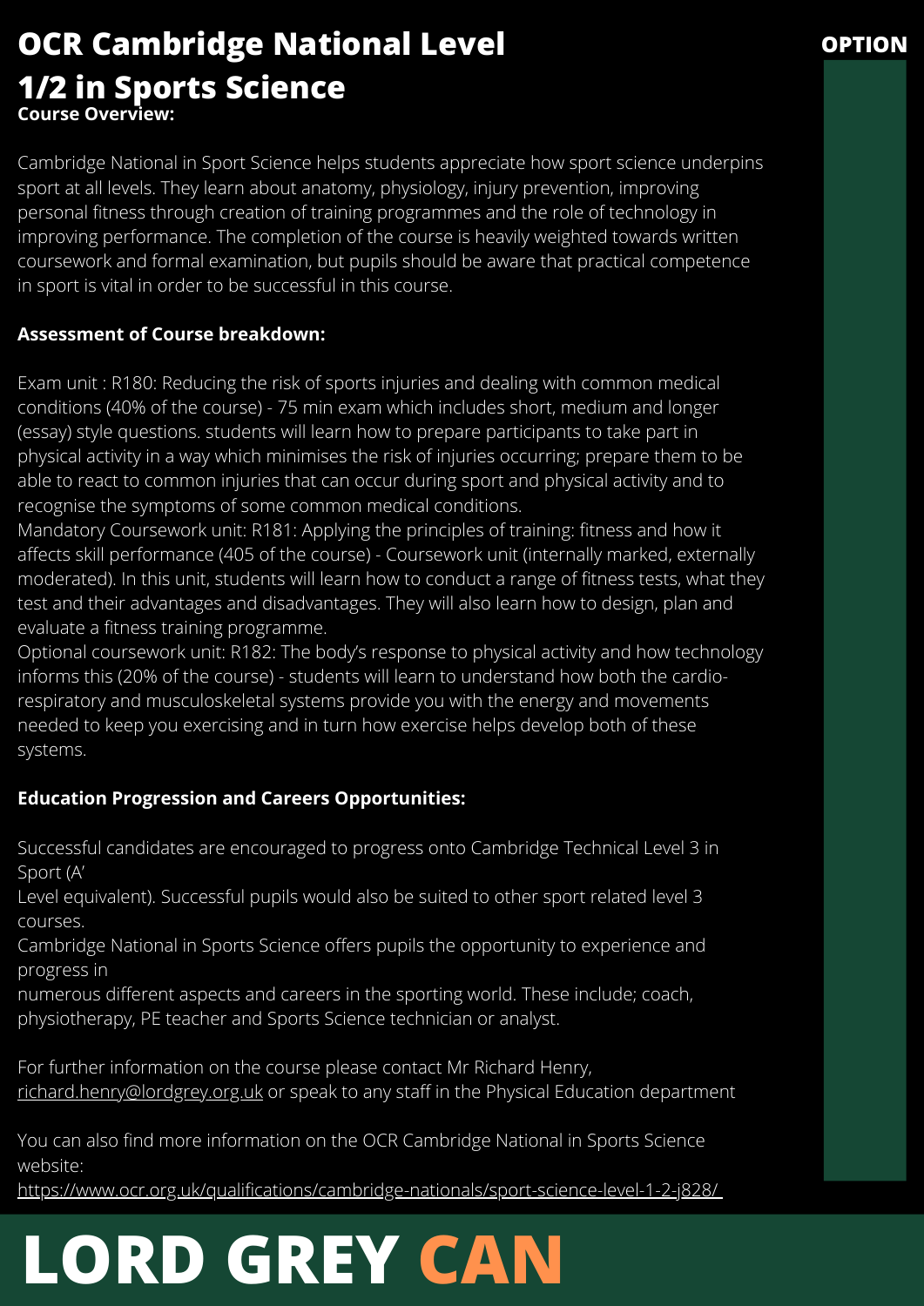# OCR Cambridge National Level 1/2 in Sports Science

OPTION

**Course Overview:**

Cambridge National in Sport Science helps students appreciate how sport science underpins sport at all levels. They learn about anatomy, physiology, injury prevention, improving personal fitness through creation of training programmes and the role of technology in improving performance. The completion of the course is heavily weighted towards written coursework and formal examination, but pupils should be aware that practical competence in sport is vital in order to be successful in this course.

**Assessment of Course breakdown:**

Exam unit : R180: Reducing the risk of sports injuries and dealing with common medical conditions (40% of the course) - 75 min exam which includes short, medium and longer (essay) style questions. students will learn how to prepare participants to take part in physical activity in a way which minimises the risk of injuries occurring; prepare them to be able to react to common injuries that can occur during sport and physical activity and to recognise the symptoms of some common medical conditions.
Mandatory Coursework unit: R181: Applying the principles of training: fitness and how it affects skill performance (405 of the course) - Coursework unit (internally marked, externally moderated). In this unit, students will learn how to conduct a range of fitness tests, what they test and their advantages and disadvantages. They will also learn how to design, plan and evaluate a fitness training programme.
Optional coursework unit: R182: The body's response to physical activity and how technology informs this (20% of the course) - students will learn to understand how both the cardio-respiratory and musculoskeletal systems provide you with the energy and movements needed to keep you exercising and in turn how exercise helps develop both of these systems.

**Education Progression and Careers Opportunities:**

Successful candidates are encouraged to progress onto Cambridge Technical Level 3 in Sport (A' Level equivalent). Successful pupils would also be suited to other sport related level 3 courses.
Cambridge National in Sports Science offers pupils the opportunity to experience and progress in numerous different aspects and careers in the sporting world. These include; coach, physiotherapy, PE teacher and Sports Science technician or analyst.

For further information on the course please contact Mr Richard Henry, richard.henry@lordgrey.org.uk or speak to any staff in the Physical Education department

You can also find more information on the OCR Cambridge National in Sports Science website:
https://www.ocr.org.uk/qualifications/cambridge-nationals/sport-science-level-1-2-j828/

LORD GREY CAN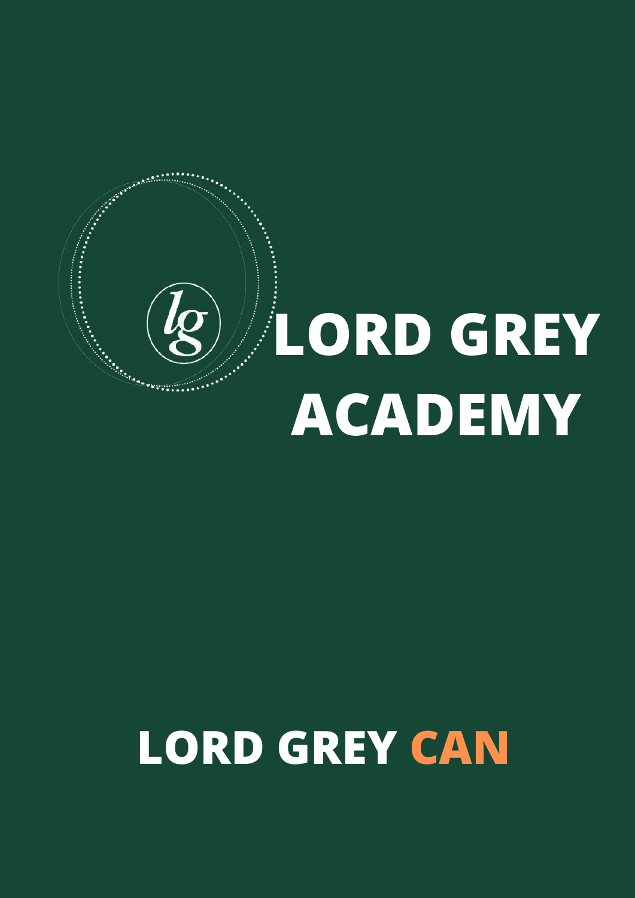# LORD GREY ACADEMY

**LORD GREY CAN**